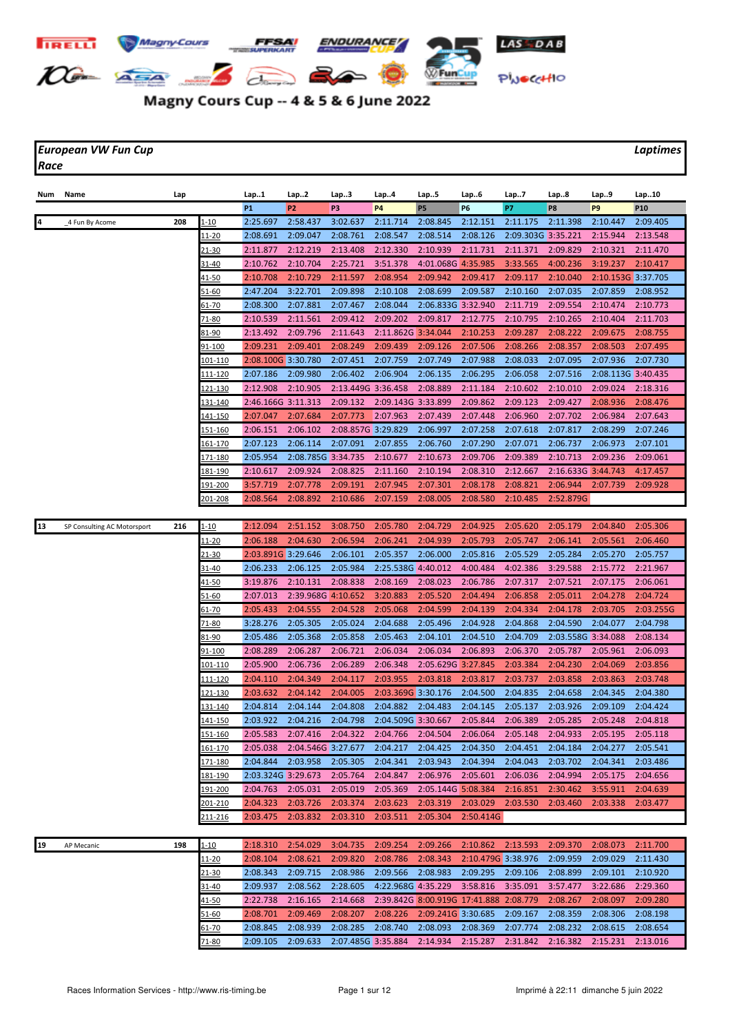# Magny Cours Cup -- 4 & 5 & 6 June 2022

**European VW Fun Cup** | **Laptimes**

**Race**

| Num | Name | Lap | | Lap..1 | Lap..2 | Lap..3 | Lap..4 | Lap..5 | Lap..6 | Lap..7 | Lap..8 | Lap..9 | Lap..10 |
|---|---|---|---|---|---|---|---|---|---|---|---|---|---|
| | | | | P1 | P2 | P3 | P4 | P5 | P6 | P7 | P8 | P9 | P10 |
| 4 | _4 Fun By Acome | 208 | 1-10 | 2:25.697 | 2:58.437 | 3:02.637 | 2:11.714 | 2:08.845 | 2:12.151 | 2:11.175 | 2:11.398 | 2:10.447 | 2:09.405 |
| | | | 11-20 | 2:08.691 | 2:09.047 | 2:08.761 | 2:08.547 | 2:08.514 | 2:08.126 | 2:09.303G | 3:35.221 | 2:15.944 | 2:13.548 |
| | | | 21-30 | 2:11.877 | 2:12.219 | 2:13.408 | 2:12.330 | 2:10.939 | 2:11.731 | 2:11.371 | 2:09.829 | 2:10.321 | 2:11.470 |
| | | | 31-40 | 2:10.762 | 2:10.704 | 2:25.721 | 3:51.378 | 4:01.068G | 4:35.985 | 3:33.565 | 4:00.236 | 3:19.237 | 2:10.417 |
| | | | 41-50 | 2:10.708 | 2:10.729 | 2:11.597 | 2:08.954 | 2:09.942 | 2:09.417 | 2:09.117 | 2:10.040 | 2:10.153G | 3:37.705 |
| | | | 51-60 | 2:47.204 | 3:22.701 | 2:09.898 | 2:10.108 | 2:08.699 | 2:09.587 | 2:07.035 | 2:07.859 | 2:08.952 | |
| | | | 61-70 | 2:08.300 | 2:07.881 | 2:07.467 | 2:08.044 | 2:06.833G | 3:32.940 | 2:11.719 | 2:09.554 | 2:10.474 | 2:10.773 |
| | | | 71-80 | 2:10.539 | 2:11.561 | 2:09.412 | 2:09.202 | 2:09.817 | 2:12.775 | 2:10.795 | 2:10.265 | 2:10.404 | 2:11.703 |
| | | | 81-90 | 2:13.492 | 2:09.796 | 2:11.643 | 2:11.862G | 3:34.044 | 2:10.253 | 2:09.287 | 2:08.222 | 2:09.675 | 2:08.755 |
| | | | 91-100 | 2:09.231 | 2:09.401 | 2:08.249 | 2:09.439 | 2:09.126 | 2:07.506 | 2:08.266 | 2:08.357 | 2:08.503 | 2:07.495 |
| | | | 101-110 | 2:08.100G | 3:30.780 | 2:07.451 | 2:07.759 | 2:07.749 | 2:07.988 | 2:08.033 | 2:07.095 | 2:07.936 | 2:07.730 |
| | | | 111-120 | 2:07.186 | 2:09.980 | 2:06.402 | 2:06.904 | 2:06.135 | 2:06.295 | 2:06.058 | 2:07.516 | 2:08.113G | 3:40.435 |
| | | | 121-130 | 2:12.908 | 2:10.905 | 2:13.449G | 3:36.458 | 2:08.889 | 2:11.184 | 2:10.602 | 2:10.010 | 2:09.024 | 2:18.316 |
| | | | 131-140 | 2:46.166G | 3:11.313 | 2:09.132 | 2:09.143G | 3:33.899 | 2:09.862 | 2:09.123 | 2:09.427 | 2:08.936 | 2:08.476 |
| | | | 141-150 | 2:07.047 | 2:07.684 | 2:07.773 | 2:07.963 | 2:07.439 | 2:07.448 | 2:06.960 | 2:07.702 | 2:06.984 | 2:07.643 |
| | | | 151-160 | 2:06.151 | 2:06.102 | 2:08.857G | 3:29.829 | 2:06.997 | 2:07.258 | 2:07.817 | 2:08.299 | 2:07.246 | |
| | | | 161-170 | 2:07.123 | 2:06.114 | 2:07.091 | 2:07.855 | 2:06.760 | 2:07.290 | 2:07.071 | 2:06.737 | 2:06.973 | 2:07.101 |
| | | | 171-180 | 2:05.954 | 2:08.785G | 3:34.735 | 2:10.677 | 2:10.673 | 2:09.706 | 2:09.389 | 2:10.713 | 2:09.236 | 2:09.061 |
| | | | 181-190 | 2:10.617 | 2:09.924 | 2:08.825 | 2:11.160 | 2:10.194 | 2:08.310 | 2:12.667 | 2:16.633G | 3:44.743 | 4:17.457 |
| | | | 191-200 | 3:57.719 | 2:07.778 | 2:09.191 | 2:07.945 | 2:07.301 | 2:08.178 | 2:08.821 | 2:06.944 | 2:07.739 | 2:09.928 |
| | | | 201-208 | 2:08.564 | 2:08.892 | 2:10.686 | 2:07.159 | 2:08.005 | 2:08.580 | 2:10.485 | 2:52.879G | | |
| 13 | SP Consulting AC Motorsport | 216 | 1-10 | 2:12.094 | 2:51.152 | 3:08.750 | 2:05.780 | 2:04.729 | 2:04.925 | 2:05.620 | 2:05.179 | 2:04.840 | 2:05.306 |
| | | | 11-20 | 2:06.188 | 2:04.630 | 2:06.594 | 2:06.241 | 2:04.939 | 2:05.793 | 2:05.747 | 2:06.141 | 2:05.561 | 2:06.460 |
| | | | 21-30 | 2:03.891G | 3:29.646 | 2:06.101 | 2:05.357 | 2:06.000 | 2:05.816 | 2:05.529 | 2:05.284 | 2:05.270 | 2:05.757 |
| | | | 31-40 | 2:06.233 | 2:06.125 | 2:05.984 | 2:25.538G | 4:40.012 | 4:00.484 | 4:02.386 | 3:29.588 | 2:15.772 | 2:21.967 |
| | | | 41-50 | 3:19.876 | 2:10.131 | 2:08.838 | 2:08.169 | 2:08.023 | 2:06.786 | 2:07.317 | 2:07.521 | 2:07.175 | 2:06.061 |
| | | | 51-60 | 2:07.013 | 2:39.968G | 4:10.652 | 3:20.883 | 2:05.520 | 2:04.494 | 2:06.858 | 2:05.011 | 2:04.278 | 2:04.724 |
| | | | 61-70 | 2:05.433 | 2:04.555 | 2:04.528 | 2:05.068 | 2:04.599 | 2:04.139 | 2:04.334 | 2:04.178 | 2:03.705 | 2:03.255G |
| | | | 71-80 | 3:28.276 | 2:05.305 | 2:05.024 | 2:04.688 | 2:05.496 | 2:04.928 | 2:04.868 | 2:04.590 | 2:04.077 | 2:04.798 |
| | | | 81-90 | 2:05.486 | 2:05.368 | 2:05.858 | 2:05.463 | 2:04.101 | 2:04.510 | 2:04.709 | 2:03.558G | 3:34.088 | 2:08.134 |
| | | | 91-100 | 2:08.289 | 2:06.287 | 2:06.721 | 2:06.034 | 2:06.034 | 2:06.893 | 2:06.370 | 2:05.787 | 2:05.961 | 2:06.093 |
| | | | 101-110 | 2:05.900 | 2:06.736 | 2:06.289 | 2:06.348 | 2:05.629G | 3:27.845 | 2:03.384 | 2:04.230 | 2:04.069 | 2:03.856 |
| | | | 111-120 | 2:04.110 | 2:04.349 | 2:04.117 | 2:03.955 | 2:03.818 | 2:03.863 | 2:03.737 | 2:03.858 | 2:03.863 | 2:03.748 |
| | | | 121-130 | 2:03.632 | 2:04.142 | 2:04.005 | 2:03.369G | 3:30.176 | 2:04.500 | 2:04.835 | 2:04.658 | 2:04.345 | 2:04.380 |
| | | | 131-140 | 2:04.814 | 2:04.144 | 2:04.808 | 2:04.882 | 2:04.483 | 2:04.145 | 2:05.137 | 2:03.926 | 2:09.109 | 2:04.424 |
| | | | 141-150 | 2:03.922 | 2:04.216 | 2:04.798 | 2:04.509G | 3:30.667 | 2:05.844 | 2:06.389 | 2:05.285 | 2:05.248 | 2:04.818 |
| | | | 151-160 | 2:05.583 | 2:07.416 | 2:04.322 | 2:04.766 | 2:04.504 | 2:06.064 | 2:05.148 | 2:04.933 | 2:05.195 | 2:05.118 |
| | | | 161-170 | 2:05.038 | 2:04.546G | 3:27.677 | 2:04.217 | 2:04.425 | 2:04.350 | 2:04.451 | 2:04.184 | 2:04.277 | 2:05.541 |
| | | | 171-180 | 2:04.844 | 2:03.958 | 2:05.305 | 2:04.341 | 2:03.943 | 2:04.394 | 2:04.043 | 2:03.702 | 2:04.341 | 2:03.486 |
| | | | 181-190 | 2:03.324G | 3:29.673 | 2:05.764 | 2:04.847 | 2:06.976 | 2:05.601 | 2:06.036 | 2:04.994 | 2:05.175 | 2:04.656 |
| | | | 191-200 | 2:04.763 | 2:05.031 | 2:05.019 | 2:05.369 | 2:05.144G | 5:08.384 | 2:16.851 | 2:30.462 | 3:55.911 | 2:04.639 |
| | | | 201-210 | 2:04.323 | 2:03.726 | 2:03.374 | 2:03.623 | 2:03.319 | 2:03.029 | 2:03.530 | 2:03.460 | 2:03.338 | 2:03.477 |
| | | | 211-216 | 2:03.475 | 2:03.832 | 2:03.310 | 2:03.511 | 2:05.304 | 2:50.414G | | | | |
| 19 | AP Mecanic | 198 | 1-10 | 2:18.310 | 2:54.029 | 3:04.735 | 2:09.254 | 2:09.266 | 2:10.862 | 2:13.593 | 2:09.370 | 2:08.073 | 2:11.700 |
| | | | 11-20 | 2:08.104 | 2:08.621 | 2:09.820 | 2:08.786 | 2:08.343 | 2:10.479G | 3:38.976 | 2:09.959 | 2:09.029 | 2:11.430 |
| | | | 21-30 | 2:08.343 | 2:09.715 | 2:08.986 | 2:09.566 | 2:08.983 | 2:09.295 | 2:09.106 | 2:08.899 | 2:09.101 | 2:10.920 |
| | | | 31-40 | 2:09.937 | 2:08.562 | 2:28.605 | 4:22.968G | 4:35.229 | 3:58.816 | 3:35.091 | 3:57.477 | 3:22.686 | 2:29.360 |
| | | | 41-50 | 2:22.738 | 2:16.165 | 2:14.668 | 2:39.842G | 8:00.919G | 17:41.888 | 2:08.779 | 2:08.267 | 2:08.097 | 2:09.280 |
| | | | 51-60 | 2:08.701 | 2:09.469 | 2:08.207 | 2:08.226 | 2:09.241G | 3:30.685 | 2:09.167 | 2:08.359 | 2:08.306 | 2:08.198 |
| | | | 61-70 | 2:08.845 | 2:08.939 | 2:08.285 | 2:08.740 | 2:08.093 | 2:08.369 | 2:07.774 | 2:08.232 | 2:08.615 | 2:08.654 |
| | | | 71-80 | 2:09.105 | 2:09.633 | 2:07.485G | 3:35.884 | 2:14.934 | 2:15.287 | 2:31.842 | 2:16.382 | 2:15.231 | 2:13.016 |

Races Information Services - http://www.ris-timing.be | Imprimé à 22:11 dimanche 5 juin 2022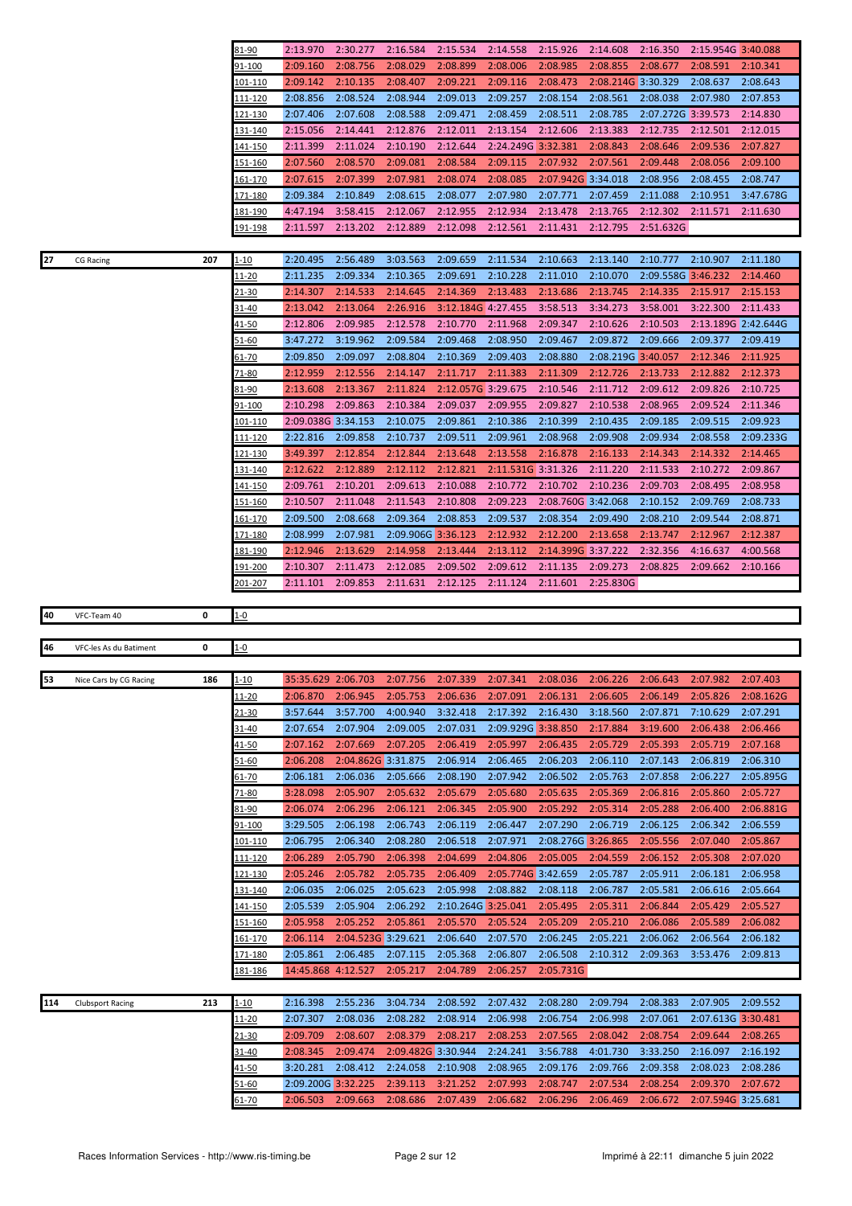| | | | | | | | | | | | | | |
|---|---|---|---|---|---|---|---|---|---|---|---|---|---|
| | | | 81-90 | 2:13.970 | 2:30.277 | 2:16.584 | 2:15.534 | 2:14.558 | 2:15.926 | 2:14.608 | 2:16.350 | 2:15.954G | 3:40.088 |
| | | | 91-100 | 2:09.160 | 2:08.756 | 2:08.029 | 2:08.899 | 2:08.006 | 2:08.985 | 2:08.855 | 2:08.677 | 2:08.591 | 2:10.341 |
| | | | 101-110 | 2:09.142 | 2:10.135 | 2:08.407 | 2:09.221 | 2:09.116 | 2:08.473 | 2:08.214G | 3:30.329 | 2:08.637 | 2:08.643 |
| | | | 111-120 | 2:08.856 | 2:08.524 | 2:08.944 | 2:09.013 | 2:09.257 | 2:08.154 | 2:08.561 | 2:08.038 | 2:07.980 | 2:07.853 |
| | | | 121-130 | 2:07.406 | 2:07.608 | 2:08.588 | 2:09.471 | 2:08.459 | 2:08.511 | 2:08.785 | 2:07.272G | 3:39.573 | 2:14.830 |
| | | | 131-140 | 2:15.056 | 2:14.441 | 2:12.876 | 2:12.011 | 2:13.154 | 2:12.606 | 2:13.383 | 2:12.735 | 2:12.501 | 2:12.015 |
| | | | 141-150 | 2:11.399 | 2:11.024 | 2:10.190 | 2:12.644 | 2:24.249G | 3:32.381 | 2:08.843 | 2:08.646 | 2:09.536 | 2:07.827 |
| | | | 151-160 | 2:07.560 | 2:08.570 | 2:09.081 | 2:08.584 | 2:09.115 | 2:07.932 | 2:07.561 | 2:09.448 | 2:08.056 | 2:09.100 |
| | | | 161-170 | 2:07.615 | 2:07.399 | 2:07.981 | 2:08.074 | 2:08.085 | 2:07.942G | 3:34.018 | 2:08.956 | 2:08.455 | 2:08.747 |
| | | | 171-180 | 2:09.384 | 2:10.849 | 2:08.615 | 2:08.077 | 2:07.980 | 2:07.771 | 2:07.459 | 2:11.088 | 2:10.951 | 3:47.678G |
| | | | 181-190 | 4:47.194 | 3:58.415 | 2:12.067 | 2:12.955 | 2:12.934 | 2:13.478 | 2:13.765 | 2:12.302 | 2:11.571 | 2:11.630 |
| | | | 191-198 | 2:11.597 | 2:13.202 | 2:12.889 | 2:12.098 | 2:12.561 | 2:11.431 | 2:12.795 | 2:51.632G | | |

| | | | | | | | | | | | | | |
|---|---|---|---|---|---|---|---|---|---|---|---|---|---|
| 27 | CG Racing | 207 | 1-10 | 2:20.495 | 2:56.489 | 3:03.563 | 2:09.659 | 2:11.534 | 2:10.663 | 2:13.140 | 2:10.777 | 2:10.907 | 2:11.180 |
| | | | 11-20 | 2:11.235 | 2:09.334 | 2:10.365 | 2:09.691 | 2:10.228 | 2:11.010 | 2:10.070 | 2:09.558G | 3:46.232 | 2:14.460 |
| | | | 21-30 | 2:14.307 | 2:14.533 | 2:14.645 | 2:14.369 | 2:13.483 | 2:13.686 | 2:13.745 | 2:14.335 | 2:15.917 | 2:15.153 |
| | | | 31-40 | 2:13.042 | 2:13.064 | 2:26.916 | 3:12.184G | 4:27.455 | 3:58.513 | 3:34.273 | 3:58.001 | 3:22.300 | 2:11.433 |
| | | | 41-50 | 2:12.806 | 2:09.985 | 2:12.578 | 2:10.770 | 2:11.968 | 2:09.347 | 2:10.626 | 2:10.503 | 2:13.189G | 2:42.644G |
| | | | 51-60 | 3:47.272 | 3:19.962 | 2:09.584 | 2:09.468 | 2:08.950 | 2:09.467 | 2:09.872 | 2:09.666 | 2:09.377 | 2:09.419 |
| | | | 61-70 | 2:09.850 | 2:09.097 | 2:08.804 | 2:10.369 | 2:09.403 | 2:08.880 | 2:08.219G | 3:40.057 | 2:12.346 | 2:11.925 |
| | | | 71-80 | 2:12.959 | 2:12.556 | 2:14.147 | 2:11.717 | 2:11.383 | 2:11.309 | 2:12.726 | 2:13.733 | 2:12.882 | 2:12.373 |
| | | | 81-90 | 2:13.608 | 2:13.367 | 2:11.824 | 2:12.057G | 3:29.675 | 2:10.546 | 2:11.712 | 2:09.612 | 2:09.826 | 2:10.725 |
| | | | 91-100 | 2:10.298 | 2:09.863 | 2:10.384 | 2:09.037 | 2:09.955 | 2:09.827 | 2:10.538 | 2:08.965 | 2:09.524 | 2:11.346 |
| | | | 101-110 | 2:09.038G | 3:34.153 | 2:10.075 | 2:09.861 | 2:10.386 | 2:10.399 | 2:10.435 | 2:09.185 | 2:09.515 | 2:09.923 |
| | | | 111-120 | 2:22.816 | 2:09.858 | 2:10.737 | 2:09.511 | 2:09.961 | 2:08.968 | 2:09.908 | 2:09.934 | 2:08.558 | 2:09.233G |
| | | | 121-130 | 3:49.397 | 2:12.854 | 2:12.844 | 2:13.648 | 2:13.558 | 2:16.878 | 2:16.133 | 2:14.343 | 2:14.332 | 2:14.465 |
| | | | 131-140 | 2:12.622 | 2:12.889 | 2:12.112 | 2:12.821 | 2:11.531G | 3:31.326 | 2:11.220 | 2:11.533 | 2:10.272 | 2:09.867 |
| | | | 141-150 | 2:09.761 | 2:10.201 | 2:09.613 | 2:10.088 | 2:10.772 | 2:10.702 | 2:10.236 | 2:09.703 | 2:08.495 | 2:08.958 |
| | | | 151-160 | 2:10.507 | 2:11.048 | 2:11.543 | 2:10.808 | 2:09.223 | 2:08.760G | 3:42.068 | 2:10.152 | 2:09.769 | 2:08.733 |
| | | | 161-170 | 2:09.500 | 2:08.668 | 2:09.364 | 2:08.853 | 2:09.537 | 2:08.354 | 2:09.490 | 2:08.210 | 2:09.544 | 2:08.871 |
| | | | 171-180 | 2:08.999 | 2:07.981 | 2:09.906G | 3:36.123 | 2:12.932 | 2:12.200 | 2:13.658 | 2:13.747 | 2:12.967 | 2:12.387 |
| | | | 181-190 | 2:12.946 | 2:13.629 | 2:14.958 | 2:13.444 | 2:13.112 | 2:14.399G | 3:37.222 | 2:32.356 | 4:16.637 | 4:00.568 |
| | | | 191-200 | 2:10.307 | 2:11.473 | 2:12.085 | 2:09.502 | 2:09.612 | 2:11.135 | 2:09.273 | 2:08.825 | 2:09.662 | 2:10.166 |
| | | | 201-207 | 2:11.101 | 2:09.853 | 2:11.631 | 2:12.125 | 2:11.124 | 2:11.601 | 2:25.830G | | | |

| | | | |
|---|---|---|---|
| 40 | VFC-Team 40 | 0 | 1-0 |

| | | | |
|---|---|---|---|
| 46 | VFC-les As du Batiment | 0 | 1-0 |

| | | | | | | | | | | | | | |
|---|---|---|---|---|---|---|---|---|---|---|---|---|---|
| 53 | Nice Cars by CG Racing | 186 | 1-10 | 35:35.629 | 2:06.703 | 2:07.756 | 2:07.339 | 2:07.341 | 2:08.036 | 2:06.226 | 2:06.643 | 2:07.982 | 2:07.403 |
| | | | 11-20 | 2:06.870 | 2:06.945 | 2:05.753 | 2:06.636 | 2:07.091 | 2:06.131 | 2:06.605 | 2:06.149 | 2:05.826 | 2:08.162G |
| | | | 21-30 | 3:57.644 | 3:57.700 | 4:00.940 | 3:32.418 | 2:17.392 | 2:16.430 | 3:18.560 | 2:07.871 | 7:10.629 | 2:07.291 |
| | | | 31-40 | 2:07.654 | 2:07.904 | 2:09.005 | 2:07.031 | 2:09.929G | 3:38.850 | 2:17.884 | 3:19.600 | 2:06.438 | 2:06.466 |
| | | | 41-50 | 2:07.162 | 2:07.669 | 2:07.205 | 2:06.419 | 2:05.997 | 2:06.435 | 2:05.729 | 2:05.393 | 2:05.719 | 2:07.168 |
| | | | 51-60 | 2:06.208 | 2:04.862G | 3:31.875 | 2:06.914 | 2:06.465 | 2:06.203 | 2:06.110 | 2:07.143 | 2:06.819 | 2:06.310 |
| | | | 61-70 | 2:06.181 | 2:06.036 | 2:05.666 | 2:08.190 | 2:07.942 | 2:06.502 | 2:05.763 | 2:07.858 | 2:06.227 | 2:05.895G |
| | | | 71-80 | 3:28.098 | 2:05.907 | 2:05.632 | 2:05.679 | 2:05.680 | 2:05.635 | 2:05.369 | 2:06.816 | 2:05.860 | 2:05.727 |
| | | | 81-90 | 2:06.074 | 2:06.296 | 2:06.121 | 2:06.345 | 2:05.900 | 2:05.292 | 2:05.314 | 2:05.288 | 2:06.400 | 2:06.881G |
| | | | 91-100 | 3:29.505 | 2:06.198 | 2:06.743 | 2:06.119 | 2:06.447 | 2:07.290 | 2:06.719 | 2:06.125 | 2:06.342 | 2:06.559 |
| | | | 101-110 | 2:06.795 | 2:06.340 | 2:08.280 | 2:06.518 | 2:07.971 | 2:08.276G | 3:26.865 | 2:05.556 | 2:07.040 | 2:05.867 |
| | | | 111-120 | 2:06.289 | 2:05.790 | 2:06.398 | 2:04.699 | 2:04.806 | 2:05.005 | 2:04.559 | 2:06.152 | 2:05.308 | 2:07.020 |
| | | | 121-130 | 2:05.246 | 2:05.782 | 2:05.735 | 2:06.409 | 2:05.774G | 3:42.659 | 2:05.787 | 2:05.911 | 2:06.181 | 2:06.958 |
| | | | 131-140 | 2:06.035 | 2:06.025 | 2:05.623 | 2:05.998 | 2:08.882 | 2:08.118 | 2:06.787 | 2:05.581 | 2:06.616 | 2:05.664 |
| | | | 141-150 | 2:05.539 | 2:05.904 | 2:06.292 | 2:10.264G | 3:25.041 | 2:05.495 | 2:05.311 | 2:06.844 | 2:05.429 | 2:05.527 |
| | | | 151-160 | 2:05.958 | 2:05.252 | 2:05.861 | 2:05.570 | 2:05.524 | 2:05.209 | 2:05.210 | 2:06.086 | 2:05.589 | 2:06.082 |
| | | | 161-170 | 2:06.114 | 2:04.523G | 3:29.621 | 2:06.640 | 2:07.570 | 2:06.245 | 2:05.221 | 2:06.062 | 2:06.564 | 2:06.182 |
| | | | 171-180 | 2:05.861 | 2:06.485 | 2:07.115 | 2:05.368 | 2:06.807 | 2:06.508 | 2:10.312 | 2:09.363 | 3:53.476 | 2:09.813 |
| | | | 181-186 | 14:45.868 | 4:12.527 | 2:05.217 | 2:04.789 | 2:06.257 | 2:05.731G | | | | |

| | | | | | | | | | | | | | |
|---|---|---|---|---|---|---|---|---|---|---|---|---|---|
| 114 | Clubsport Racing | 213 | 1-10 | 2:16.398 | 2:55.236 | 3:04.734 | 2:08.592 | 2:07.432 | 2:08.280 | 2:09.794 | 2:08.383 | 2:07.905 | 2:09.552 |
| | | | 11-20 | 2:07.307 | 2:08.036 | 2:08.282 | 2:08.914 | 2:06.998 | 2:06.754 | 2:06.998 | 2:07.061 | 2:07.613G | 3:30.481 |
| | | | 21-30 | 2:09.709 | 2:08.607 | 2:08.379 | 2:08.217 | 2:08.253 | 2:07.565 | 2:08.042 | 2:08.754 | 2:09.644 | 2:08.265 |
| | | | 31-40 | 2:08.345 | 2:09.474 | 2:09.482G | 3:30.944 | 2:24.241 | 3:56.788 | 4:01.730 | 3:33.250 | 2:16.097 | 2:16.192 |
| | | | 41-50 | 3:20.281 | 2:08.412 | 2:24.058 | 2:10.908 | 2:08.965 | 2:09.176 | 2:09.766 | 2:09.358 | 2:08.023 | 2:08.286 |
| | | | 51-60 | 2:09.200G | 3:32.225 | 2:39.113 | 3:21.252 | 2:07.993 | 2:08.747 | 2:07.534 | 2:08.254 | 2:09.370 | 2:07.672 |
| | | | 61-70 | 2:06.503 | 2:09.663 | 2:08.686 | 2:07.439 | 2:06.682 | 2:06.296 | 2:06.469 | 2:06.672 | 2:07.594G | 3:25.681 |

Races Information Services - http://www.ris-timing.be    Imprimé à 22:11 dimanche 5 juin 2022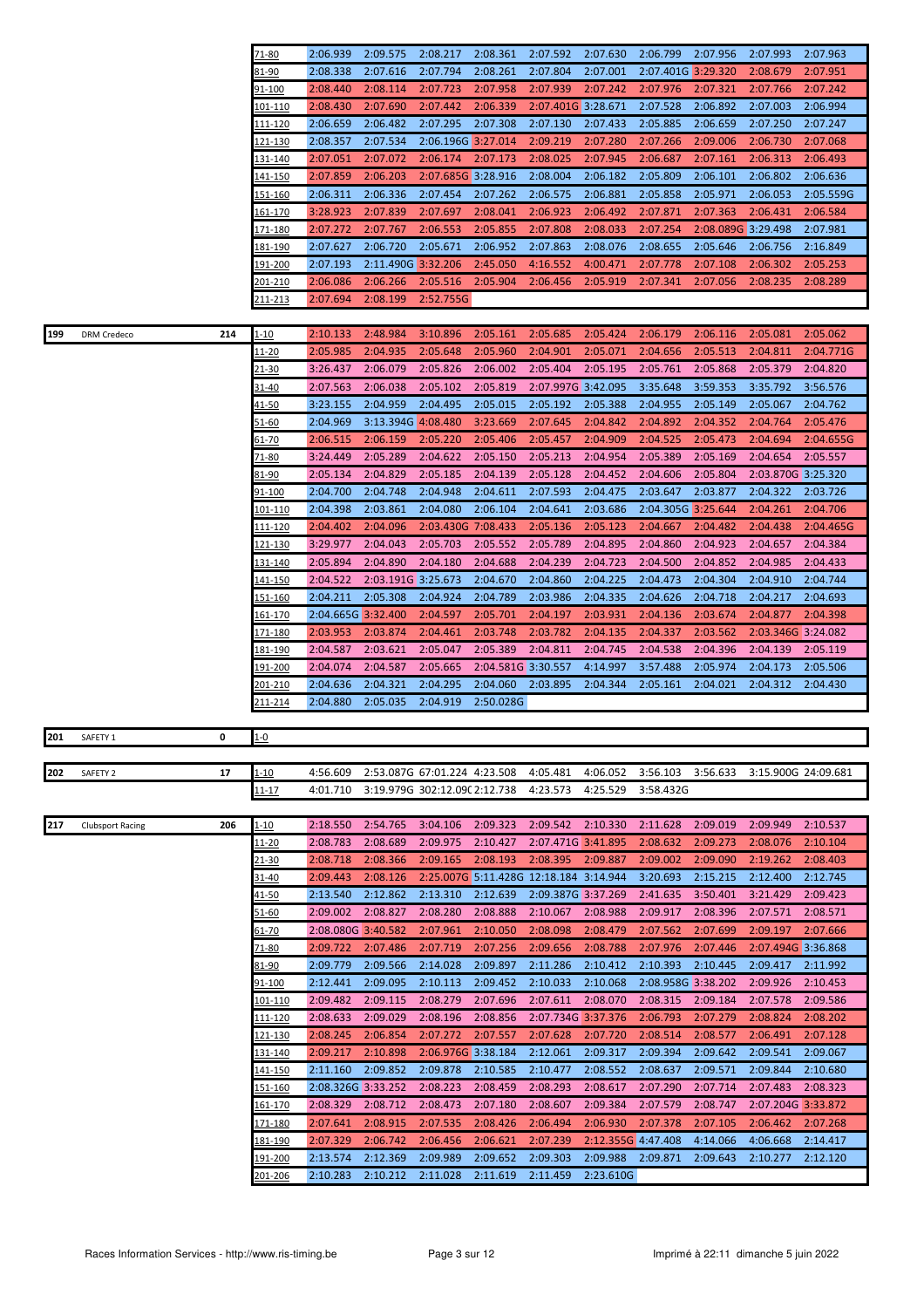| | | | | | | | | | | | | | |
|---|---|---|---|---|---|---|---|---|---|---|---|---|---|
| | | | 71-80 | 2:06.939 | 2:09.575 | 2:08.217 | 2:08.361 | 2:07.592 | 2:07.630 | 2:06.799 | 2:07.956 | 2:07.993 | 2:07.963 |
| | | | 81-90 | 2:08.338 | 2:07.616 | 2:07.794 | 2:08.261 | 2:07.804 | 2:07.001 | 2:07.401G | 3:29.320 | 2:08.679 | 2:07.951 |
| | | | 91-100 | 2:08.440 | 2:08.114 | 2:07.723 | 2:07.958 | 2:07.939 | 2:07.242 | 2:07.976 | 2:07.321 | 2:07.766 | 2:07.242 |
| | | | 101-110 | 2:08.430 | 2:07.690 | 2:07.442 | 2:06.339 | 2:07.401G | 3:28.671 | 2:07.528 | 2:06.892 | 2:07.003 | 2:06.994 |
| | | | 111-120 | 2:06.659 | 2:06.482 | 2:07.295 | 2:07.308 | 2:07.130 | 2:07.433 | 2:05.885 | 2:06.659 | 2:07.250 | 2:07.247 |
| | | | 121-130 | 2:08.357 | 2:07.534 | 2:06.196G | 3:27.014 | 2:09.219 | 2:07.280 | 2:07.266 | 2:09.006 | 2:06.730 | 2:07.068 |
| | | | 131-140 | 2:07.051 | 2:07.072 | 2:06.174 | 2:07.173 | 2:08.025 | 2:07.945 | 2:06.687 | 2:07.161 | 2:06.313 | 2:06.493 |
| | | | 141-150 | 2:07.859 | 2:06.203 | 2:07.685G | 3:28.916 | 2:08.004 | 2:06.182 | 2:05.809 | 2:06.101 | 2:06.802 | 2:06.636 |
| | | | 151-160 | 2:06.311 | 2:06.336 | 2:07.454 | 2:07.262 | 2:06.575 | 2:06.881 | 2:05.858 | 2:05.971 | 2:06.053 | 2:05.559G |
| | | | 161-170 | 3:28.923 | 2:07.839 | 2:07.697 | 2:08.041 | 2:06.923 | 2:06.492 | 2:07.871 | 2:07.363 | 2:06.431 | 2:06.584 |
| | | | 171-180 | 2:07.272 | 2:07.767 | 2:06.553 | 2:05.855 | 2:07.808 | 2:08.033 | 2:07.254 | 2:08.089G | 3:29.498 | 2:07.981 |
| | | | 181-190 | 2:07.627 | 2:06.720 | 2:05.671 | 2:06.952 | 2:07.863 | 2:08.076 | 2:08.655 | 2:05.646 | 2:06.756 | 2:16.849 |
| | | | 191-200 | 2:07.193 | 2:11.490G | 3:32.206 | 2:45.050 | 4:16.552 | 4:00.471 | 2:07.778 | 2:07.108 | 2:06.302 | 2:05.253 |
| | | | 201-210 | 2:06.086 | 2:06.266 | 2:05.516 | 2:05.904 | 2:06.456 | 2:05.919 | 2:07.341 | 2:07.056 | 2:08.235 | 2:08.289 |
| | | | 211-213 | 2:07.694 | 2:08.199 | 2:52.755G | | | | | | | |

| | | | | | | | | | | | | | |
|---|---|---|---|---|---|---|---|---|---|---|---|---|---|
| 199 | DRM Credeco | 214 | 1-10 | 2:10.133 | 2:48.984 | 3:10.896 | 2:05.161 | 2:05.685 | 2:05.424 | 2:06.179 | 2:06.116 | 2:05.081 | 2:05.062 |
| | | | 11-20 | 2:05.985 | 2:04.935 | 2:05.648 | 2:05.960 | 2:04.901 | 2:05.071 | 2:04.656 | 2:05.513 | 2:04.811 | 2:04.771G |
| | | | 21-30 | 3:26.437 | 2:06.079 | 2:05.826 | 2:06.002 | 2:05.404 | 2:05.195 | 2:05.761 | 2:05.868 | 2:05.379 | 2:04.820 |
| | | | 31-40 | 2:07.563 | 2:06.038 | 2:05.102 | 2:05.819 | 2:07.997G | 3:42.095 | 3:35.648 | 3:59.353 | 3:35.792 | 3:56.576 |
| | | | 41-50 | 3:23.155 | 2:04.959 | 2:04.495 | 2:05.015 | 2:05.192 | 2:05.388 | 2:04.955 | 2:05.149 | 2:05.067 | 2:04.762 |
| | | | 51-60 | 2:04.969 | 3:13.394G | 4:08.480 | 3:23.669 | 2:07.645 | 2:04.842 | 2:04.892 | 2:04.352 | 2:04.764 | 2:05.476 |
| | | | 61-70 | 2:06.515 | 2:06.159 | 2:05.220 | 2:05.406 | 2:05.457 | 2:04.909 | 2:04.525 | 2:05.473 | 2:04.694 | 2:04.655G |
| | | | 71-80 | 3:24.449 | 2:05.289 | 2:04.622 | 2:05.150 | 2:05.213 | 2:04.954 | 2:05.389 | 2:05.169 | 2:04.654 | 2:05.557 |
| | | | 81-90 | 2:05.134 | 2:04.829 | 2:05.185 | 2:04.139 | 2:05.128 | 2:04.452 | 2:04.606 | 2:05.804 | 2:03.870G | 3:25.320 |
| | | | 91-100 | 2:04.700 | 2:04.748 | 2:04.948 | 2:04.611 | 2:07.593 | 2:04.475 | 2:03.647 | 2:03.877 | 2:04.322 | 2:03.726 |
| | | | 101-110 | 2:04.398 | 2:03.861 | 2:04.080 | 2:06.104 | 2:04.641 | 2:03.686 | 2:04.305G | 3:25.644 | 2:04.261 | 2:04.706 |
| | | | 111-120 | 2:04.402 | 2:04.096 | 2:03.430G | 7:08.433 | 2:05.136 | 2:05.123 | 2:04.667 | 2:04.482 | 2:04.438 | 2:04.465G |
| | | | 121-130 | 3:29.977 | 2:04.043 | 2:05.703 | 2:05.552 | 2:05.789 | 2:04.895 | 2:04.860 | 2:04.923 | 2:04.657 | 2:04.384 |
| | | | 131-140 | 2:05.894 | 2:04.890 | 2:04.180 | 2:04.688 | 2:04.239 | 2:04.723 | 2:04.500 | 2:04.852 | 2:04.985 | 2:04.433 |
| | | | 141-150 | 2:04.522 | 2:03.191G | 3:25.673 | 2:04.670 | 2:04.860 | 2:04.225 | 2:04.473 | 2:04.304 | 2:04.910 | 2:04.744 |
| | | | 151-160 | 2:04.211 | 2:05.308 | 2:04.924 | 2:04.789 | 2:03.986 | 2:04.335 | 2:04.626 | 2:04.718 | 2:04.217 | 2:04.693 |
| | | | 161-170 | 2:04.665G | 3:32.400 | 2:04.597 | 2:05.701 | 2:04.197 | 2:03.931 | 2:04.136 | 2:03.674 | 2:04.877 | 2:04.398 |
| | | | 171-180 | 2:03.953 | 2:03.874 | 2:04.461 | 2:03.748 | 2:03.782 | 2:04.135 | 2:04.337 | 2:03.562 | 2:03.346G | 3:24.082 |
| | | | 181-190 | 2:04.587 | 2:03.621 | 2:05.047 | 2:05.389 | 2:04.811 | 2:04.745 | 2:04.538 | 2:04.396 | 2:04.139 | 2:05.119 |
| | | | 191-200 | 2:04.074 | 2:04.587 | 2:05.665 | 2:04.581G | 3:30.557 | 4:14.997 | 3:57.488 | 2:05.974 | 2:04.173 | 2:05.506 |
| | | | 201-210 | 2:04.636 | 2:04.321 | 2:04.295 | 2:04.060 | 2:03.895 | 2:04.344 | 2:05.161 | 2:04.021 | 2:04.312 | 2:04.430 |
| | | | 211-214 | 2:04.880 | 2:05.035 | 2:04.919 | 2:50.028G | | | | | | |

| | | | | | | | | | | | | | |
|---|---|---|---|---|---|---|---|---|---|---|---|---|---|
| 201 | SAFETY 1 | 0 | 1-0 | | | | | | | | | | |

| | | | | | | | | | | | | | |
|---|---|---|---|---|---|---|---|---|---|---|---|---|---|
| 202 | SAFETY 2 | 17 | 1-10 | 4:56.609 | 2:53.087G | 67:01.224 | 4:23.508 | 4:05.481 | 4:06.052 | 3:56.103 | 3:56.633 | 3:15.900G | 24:09.681 |
| | | | 11-17 | 4:01.710 | 3:19.979G | 302:12.09( | 2:12.738 | 4:23.573 | 4:25.529 | 3:58.432G | | | |

| | | | | | | | | | | | | | |
|---|---|---|---|---|---|---|---|---|---|---|---|---|---|
| 217 | Clubsport Racing | 206 | 1-10 | 2:18.550 | 2:54.765 | 3:04.106 | 2:09.323 | 2:09.542 | 2:10.330 | 2:11.628 | 2:09.019 | 2:09.949 | 2:10.537 |
| | | | 11-20 | 2:08.783 | 2:08.689 | 2:09.975 | 2:10.427 | 2:07.471G | 3:41.895 | 2:08.632 | 2:09.273 | 2:08.076 | 2:10.104 |
| | | | 21-30 | 2:08.718 | 2:08.366 | 2:09.165 | 2:08.193 | 2:08.395 | 2:09.887 | 2:09.002 | 2:09.090 | 2:19.262 | 2:08.403 |
| | | | 31-40 | 2:09.443 | 2:08.126 | 2:25.007G | 5:11.428G | 12:18.184 | 3:14.944 | 3:20.693 | 2:15.215 | 2:12.400 | 2:12.745 |
| | | | 41-50 | 2:13.540 | 2:12.862 | 2:13.310 | 2:12.639 | 2:09.387G | 3:37.269 | 2:41.635 | 3:50.401 | 3:21.429 | 2:09.423 |
| | | | 51-60 | 2:09.002 | 2:08.827 | 2:08.280 | 2:08.888 | 2:10.067 | 2:08.988 | 2:09.917 | 2:08.396 | 2:07.571 | 2:08.571 |
| | | | 61-70 | 2:08.080G | 3:40.582 | 2:07.961 | 2:10.050 | 2:08.098 | 2:08.479 | 2:07.562 | 2:07.699 | 2:09.197 | 2:07.666 |
| | | | 71-80 | 2:09.722 | 2:07.486 | 2:07.719 | 2:07.256 | 2:09.656 | 2:08.788 | 2:07.976 | 2:07.446 | 2:07.494G | 3:36.868 |
| | | | 81-90 | 2:09.779 | 2:09.566 | 2:14.028 | 2:09.897 | 2:11.286 | 2:10.412 | 2:10.393 | 2:10.445 | 2:09.417 | 2:11.992 |
| | | | 91-100 | 2:12.441 | 2:09.095 | 2:10.113 | 2:09.452 | 2:10.033 | 2:10.068 | 2:08.958G | 3:38.202 | 2:09.926 | 2:10.453 |
| | | | 101-110 | 2:09.482 | 2:09.115 | 2:08.279 | 2:07.696 | 2:07.611 | 2:08.070 | 2:08.315 | 2:09.184 | 2:07.578 | 2:09.586 |
| | | | 111-120 | 2:08.633 | 2:09.029 | 2:08.196 | 2:08.856 | 2:07.734G | 3:37.376 | 2:06.793 | 2:07.279 | 2:08.824 | 2:08.202 |
| | | | 121-130 | 2:08.245 | 2:06.854 | 2:07.272 | 2:07.557 | 2:07.628 | 2:07.720 | 2:08.514 | 2:08.577 | 2:06.491 | 2:07.128 |
| | | | 131-140 | 2:09.217 | 2:10.898 | 2:06.976G | 3:38.184 | 2:12.061 | 2:09.317 | 2:09.394 | 2:09.642 | 2:09.541 | 2:09.067 |
| | | | 141-150 | 2:11.160 | 2:09.852 | 2:09.878 | 2:10.585 | 2:10.477 | 2:08.552 | 2:08.637 | 2:09.571 | 2:09.844 | 2:10.680 |
| | | | 151-160 | 2:08.326G | 3:33.252 | 2:08.223 | 2:08.459 | 2:08.293 | 2:08.617 | 2:07.290 | 2:07.714 | 2:07.483 | 2:08.323 |
| | | | 161-170 | 2:08.329 | 2:08.712 | 2:08.473 | 2:07.180 | 2:08.607 | 2:09.384 | 2:07.579 | 2:08.747 | 2:07.204G | 3:33.872 |
| | | | 171-180 | 2:07.641 | 2:08.915 | 2:07.535 | 2:08.426 | 2:06.494 | 2:06.930 | 2:07.378 | 2:07.105 | 2:06.462 | 2:07.268 |
| | | | 181-190 | 2:07.329 | 2:06.742 | 2:06.456 | 2:06.621 | 2:07.239 | 2:12.355G | 4:47.408 | 4:14.066 | 4:06.668 | 2:14.417 |
| | | | 191-200 | 2:13.574 | 2:12.369 | 2:09.989 | 2:09.652 | 2:09.303 | 2:09.988 | 2:09.871 | 2:09.643 | 2:10.277 | 2:12.120 |
| | | | 201-206 | 2:10.283 | 2:10.212 | 2:11.028 | 2:11.619 | 2:11.459 | 2:23.610G | | | | |

Races Information Services - http://www.ris-timing.be

Imprimé à 22:11 dimanche 5 juin 2022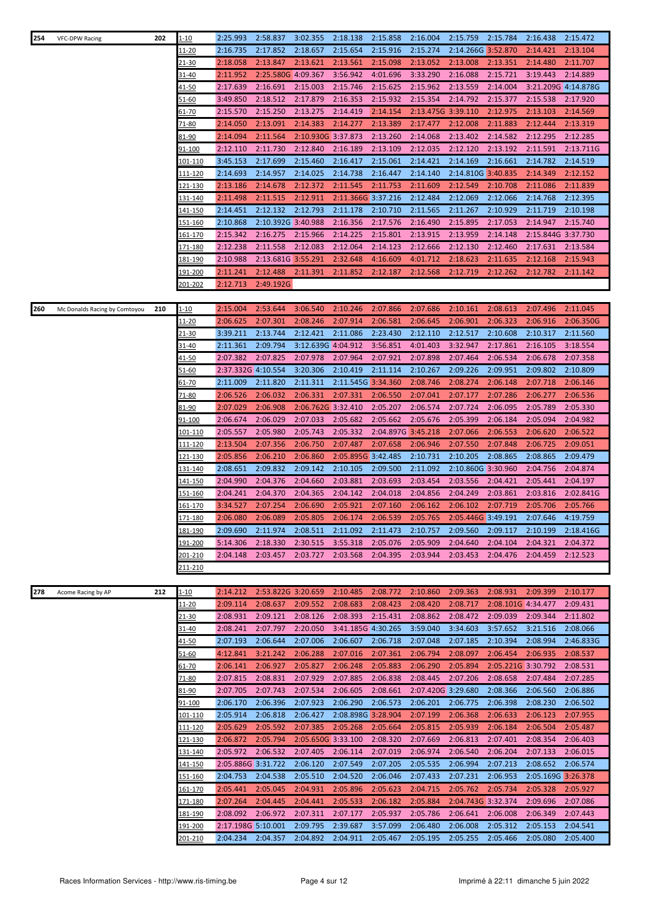| 254 | VFC-DPW Racing | 202 | Laps | | | | | | | | | | |
|---|---|---|---|---|---|---|---|---|---|---|---|---|---|
| | | | 1-10 | 2:25.993 | 2:58.837 | 3:02.355 | 2:18.138 | 2:15.858 | 2:16.004 | 2:15.759 | 2:15.784 | 2:16.438 | 2:15.472 |
| | | | 11-20 | 2:16.735 | 2:17.852 | 2:18.657 | 2:15.654 | 2:15.916 | 2:15.274 | 2:14.266G | 3:52.870 | 2:14.421 | 2:13.104 |
| | | | 21-30 | 2:18.058 | 2:13.847 | 2:13.621 | 2:13.561 | 2:15.098 | 2:13.052 | 2:13.008 | 2:13.351 | 2:14.480 | 2:11.707 |
| | | | 31-40 | 2:11.952 | 2:25.580G | 4:09.367 | 3:56.942 | 4:01.696 | 3:33.290 | 2:16.088 | 2:15.721 | 3:19.443 | 2:14.889 |
| | | | 41-50 | 2:17.639 | 2:16.691 | 2:15.003 | 2:15.746 | 2:15.625 | 2:15.962 | 2:13.559 | 2:14.004 | 3:21.209G | 4:14.878G |
| | | | 51-60 | 3:49.850 | 2:18.512 | 2:17.879 | 2:16.353 | 2:15.932 | 2:15.354 | 2:14.792 | 2:15.377 | 2:15.538 | 2:17.920 |
| | | | 61-70 | 2:15.570 | 2:15.250 | 2:13.275 | 2:14.419 | 2:14.154 | 2:13.475G | 3:39.110 | 2:12.975 | 2:13.103 | 2:14.569 |
| | | | 71-80 | 2:14.050 | 2:13.091 | 2:14.383 | 2:14.277 | 2:13.389 | 2:17.477 | 2:12.008 | 2:11.883 | 2:12.444 | 2:13.319 |
| | | | 81-90 | 2:14.094 | 2:11.564 | 2:10.930G | 3:37.873 | 2:13.260 | 2:14.068 | 2:13.402 | 2:14.582 | 2:12.295 | 2:12.285 |
| | | | 91-100 | 2:12.110 | 2:11.730 | 2:12.840 | 2:16.189 | 2:13.109 | 2:12.035 | 2:12.120 | 2:13.192 | 2:11.591 | 2:13.711G |
| | | | 101-110 | 3:45.153 | 2:17.699 | 2:15.460 | 2:16.417 | 2:15.061 | 2:14.421 | 2:14.169 | 2:16.661 | 2:14.782 | 2:14.519 |
| | | | 111-120 | 2:14.693 | 2:14.957 | 2:14.025 | 2:14.738 | 2:16.447 | 2:14.140 | 2:14.810G | 3:40.835 | 2:14.349 | 2:12.152 |
| | | | 121-130 | 2:13.186 | 2:14.678 | 2:12.372 | 2:11.545 | 2:11.753 | 2:11.609 | 2:12.549 | 2:10.708 | 2:11.086 | 2:11.839 |
| | | | 131-140 | 2:11.498 | 2:11.515 | 2:12.911 | 2:11.366G | 3:37.216 | 2:12.484 | 2:12.069 | 2:12.066 | 2:14.768 | 2:12.395 |
| | | | 141-150 | 2:14.451 | 2:12.132 | 2:12.793 | 2:11.178 | 2:10.710 | 2:11.565 | 2:11.267 | 2:10.929 | 2:11.719 | 2:10.198 |
| | | | 151-160 | 2:10.868 | 2:10.392G | 3:40.988 | 2:16.356 | 2:17.576 | 2:16.490 | 2:15.895 | 2:17.053 | 2:14.947 | 2:15.740 |
| | | | 161-170 | 2:15.342 | 2:16.275 | 2:15.966 | 2:14.225 | 2:15.801 | 2:13.915 | 2:13.959 | 2:14.148 | 2:15.844G | 3:37.730 |
| | | | 171-180 | 2:12.238 | 2:11.558 | 2:12.083 | 2:12.064 | 2:14.123 | 2:12.666 | 2:12.130 | 2:12.460 | 2:17.631 | 2:13.584 |
| | | | 181-190 | 2:10.988 | 2:13.681G | 3:55.291 | 2:32.648 | 4:16.609 | 4:01.712 | 2:18.623 | 2:11.635 | 2:12.168 | 2:15.943 |
| | | | 191-200 | 2:11.241 | 2:12.488 | 2:11.391 | 2:11.852 | 2:12.187 | 2:12.568 | 2:12.719 | 2:12.262 | 2:12.782 | 2:11.142 |
| | | | 201-202 | 2:12.713 | 2:49.192G | | | | | | | | |

| 260 | Mc Donalds Racing by Comtoyou | 210 | Laps | | | | | | | | | | |
|---|---|---|---|---|---|---|---|---|---|---|---|---|---|
| | | | 1-10 | 2:15.004 | 2:53.644 | 3:06.540 | 2:10.246 | 2:07.866 | 2:07.686 | 2:10.161 | 2:08.613 | 2:07.496 | 2:11.045 |
| | | | 11-20 | 2:06.625 | 2:07.301 | 2:08.246 | 2:07.914 | 2:06.581 | 2:06.645 | 2:06.901 | 2:06.323 | 2:06.916 | 2:06.350G |
| | | | 21-30 | 3:39.211 | 2:13.744 | 2:12.421 | 2:11.086 | 2:23.430 | 2:12.110 | 2:12.517 | 2:10.608 | 2:10.317 | 2:11.560 |
| | | | 31-40 | 2:11.361 | 2:09.794 | 3:12.639G | 4:04.912 | 3:56.851 | 4:01.403 | 3:32.947 | 2:17.861 | 2:16.105 | 3:18.554 |
| | | | 41-50 | 2:07.382 | 2:07.825 | 2:07.978 | 2:07.964 | 2:07.921 | 2:07.898 | 2:07.464 | 2:06.534 | 2:06.678 | 2:07.358 |
| | | | 51-60 | 2:37.332G | 4:10.554 | 3:20.306 | 2:10.419 | 2:11.114 | 2:10.267 | 2:09.226 | 2:09.951 | 2:09.802 | 2:10.809 |
| | | | 61-70 | 2:11.009 | 2:11.820 | 2:11.311 | 2:11.545G | 3:34.360 | 2:08.746 | 2:08.274 | 2:06.148 | 2:07.718 | 2:06.146 |
| | | | 71-80 | 2:06.526 | 2:06.032 | 2:06.331 | 2:07.331 | 2:06.550 | 2:07.041 | 2:07.177 | 2:07.286 | 2:06.277 | 2:06.536 |
| | | | 81-90 | 2:07.029 | 2:06.908 | 2:06.762G | 3:32.410 | 2:05.207 | 2:06.574 | 2:07.724 | 2:06.095 | 2:05.789 | 2:05.330 |
| | | | 91-100 | 2:06.674 | 2:06.029 | 2:07.033 | 2:05.682 | 2:05.662 | 2:05.676 | 2:05.399 | 2:06.184 | 2:05.094 | 2:04.982 |
| | | | 101-110 | 2:05.557 | 2:05.980 | 2:05.743 | 2:05.332 | 2:04.897G | 3:45.218 | 2:07.066 | 2:06.553 | 2:06.620 | 2:06.522 |
| | | | 111-120 | 2:13.504 | 2:07.356 | 2:06.750 | 2:07.487 | 2:07.658 | 2:06.946 | 2:07.550 | 2:07.848 | 2:06.725 | 2:09.051 |
| | | | 121-130 | 2:05.856 | 2:06.210 | 2:06.860 | 2:05.895G | 3:42.485 | 2:10.731 | 2:10.205 | 2:08.865 | 2:08.865 | 2:09.479 |
| | | | 131-140 | 2:08.651 | 2:09.832 | 2:09.142 | 2:10.105 | 2:09.500 | 2:11.092 | 2:10.860G | 3:30.960 | 2:04.756 | 2:04.874 |
| | | | 141-150 | 2:04.990 | 2:04.376 | 2:04.660 | 2:03.881 | 2:03.693 | 2:03.454 | 2:03.556 | 2:04.421 | 2:05.441 | 2:04.197 |
| | | | 151-160 | 2:04.241 | 2:04.370 | 2:04.365 | 2:04.142 | 2:04.018 | 2:04.856 | 2:04.249 | 2:03.861 | 2:03.816 | 2:02.841G |
| | | | 161-170 | 3:34.527 | 2:07.254 | 2:06.690 | 2:05.921 | 2:07.160 | 2:06.162 | 2:06.102 | 2:07.719 | 2:05.706 | 2:05.766 |
| | | | 171-180 | 2:06.080 | 2:06.089 | 2:05.805 | 2:06.174 | 2:06.539 | 2:05.765 | 2:05.446G | 3:49.191 | 2:07.646 | 4:19.759 |
| | | | 181-190 | 2:09.690 | 2:11.974 | 2:08.511 | 2:11.092 | 2:11.473 | 2:10.757 | 2:09.560 | 2:09.117 | 2:10.199 | 2:18.416G |
| | | | 191-200 | 5:14.306 | 2:18.330 | 2:30.515 | 3:55.318 | 2:05.076 | 2:05.909 | 2:04.640 | 2:04.104 | 2:04.321 | 2:04.372 |
| | | | 201-210 | 2:04.148 | 2:03.457 | 2:03.727 | 2:03.568 | 2:04.395 | 2:03.944 | 2:03.453 | 2:04.476 | 2:04.459 | 2:12.523 |
| | | | 211-210 | | | | | | | | | | |

| 278 | Acome Racing by AP | 212 | Laps | | | | | | | | | | |
|---|---|---|---|---|---|---|---|---|---|---|---|---|---|
| | | | 1-10 | 2:14.212 | 2:53.822G | 3:20.659 | 2:10.485 | 2:08.772 | 2:10.860 | 2:09.363 | 2:08.931 | 2:09.399 | 2:10.177 |
| | | | 11-20 | 2:09.114 | 2:08.637 | 2:09.552 | 2:08.683 | 2:08.423 | 2:08.420 | 2:08.717 | 2:08.101G | 4:34.477 | 2:09.431 |
| | | | 21-30 | 2:08.931 | 2:09.121 | 2:08.126 | 2:08.393 | 2:15.431 | 2:08.862 | 2:08.472 | 2:09.039 | 2:09.344 | 2:11.802 |
| | | | 31-40 | 2:08.241 | 2:07.797 | 2:20.050 | 3:41.185G | 4:30.265 | 3:59.040 | 3:34.603 | 3:57.652 | 3:21.516 | 2:08.066 |
| | | | 41-50 | 2:07.193 | 2:06.644 | 2:07.006 | 2:06.607 | 2:06.718 | 2:07.048 | 2:07.185 | 2:10.394 | 2:08.994 | 2:46.833G |
| | | | 51-60 | 4:12.841 | 3:21.242 | 2:06.288 | 2:07.016 | 2:07.361 | 2:06.794 | 2:08.097 | 2:06.454 | 2:06.935 | 2:08.537 |
| | | | 61-70 | 2:06.141 | 2:06.927 | 2:05.827 | 2:06.248 | 2:05.883 | 2:06.290 | 2:05.894 | 2:05.221G | 3:30.792 | 2:08.531 |
| | | | 71-80 | 2:07.815 | 2:08.831 | 2:07.929 | 2:07.885 | 2:06.838 | 2:08.445 | 2:07.206 | 2:08.658 | 2:07.484 | 2:07.285 |
| | | | 81-90 | 2:07.705 | 2:07.743 | 2:07.534 | 2:06.605 | 2:08.661 | 2:07.420G | 3:29.680 | 2:08.366 | 2:06.560 | 2:06.886 |
| | | | 91-100 | 2:06.170 | 2:06.396 | 2:07.923 | 2:06.290 | 2:06.573 | 2:06.201 | 2:06.775 | 2:06.398 | 2:08.230 | 2:06.502 |
| | | | 101-110 | 2:05.914 | 2:06.818 | 2:06.427 | 2:08.898G | 3:28.904 | 2:07.199 | 2:06.368 | 2:06.633 | 2:06.123 | 2:07.955 |
| | | | 111-120 | 2:05.629 | 2:05.592 | 2:07.385 | 2:05.268 | 2:05.664 | 2:05.815 | 2:05.939 | 2:06.184 | 2:06.504 | 2:05.487 |
| | | | 121-130 | 2:06.872 | 2:05.794 | 2:05.650G | 3:33.100 | 2:08.320 | 2:07.669 | 2:06.813 | 2:07.401 | 2:08.354 | 2:06.403 |
| | | | 131-140 | 2:05.972 | 2:06.532 | 2:07.405 | 2:06.114 | 2:07.019 | 2:06.974 | 2:06.540 | 2:06.204 | 2:07.133 | 2:06.015 |
| | | | 141-150 | 2:05.886G | 3:31.722 | 2:06.120 | 2:07.549 | 2:07.205 | 2:05.535 | 2:06.994 | 2:07.213 | 2:08.652 | 2:06.574 |
| | | | 151-160 | 2:04.753 | 2:04.538 | 2:05.510 | 2:04.520 | 2:06.046 | 2:07.433 | 2:07.231 | 2:06.953 | 2:05.169G | 3:26.378 |
| | | | 161-170 | 2:05.441 | 2:05.045 | 2:04.931 | 2:05.896 | 2:05.623 | 2:04.715 | 2:05.762 | 2:05.734 | 2:05.328 | 2:05.927 |
| | | | 171-180 | 2:07.264 | 2:04.445 | 2:04.441 | 2:05.533 | 2:06.182 | 2:05.884 | 2:04.743G | 3:32.374 | 2:09.696 | 2:07.086 |
| | | | 181-190 | 2:08.092 | 2:06.972 | 2:07.311 | 2:07.177 | 2:05.937 | 2:05.786 | 2:06.641 | 2:06.008 | 2:06.349 | 2:07.443 |
| | | | 191-200 | 2:17.198G | 5:10.001 | 2:09.795 | 2:39.687 | 3:57.099 | 2:06.480 | 2:06.008 | 2:05.312 | 2:05.153 | 2:04.541 |
| | | | 201-210 | 2:04.234 | 2:04.357 | 2:04.892 | 2:04.911 | 2:05.467 | 2:05.195 | 2:05.255 | 2:05.466 | 2:05.080 | 2:05.400 |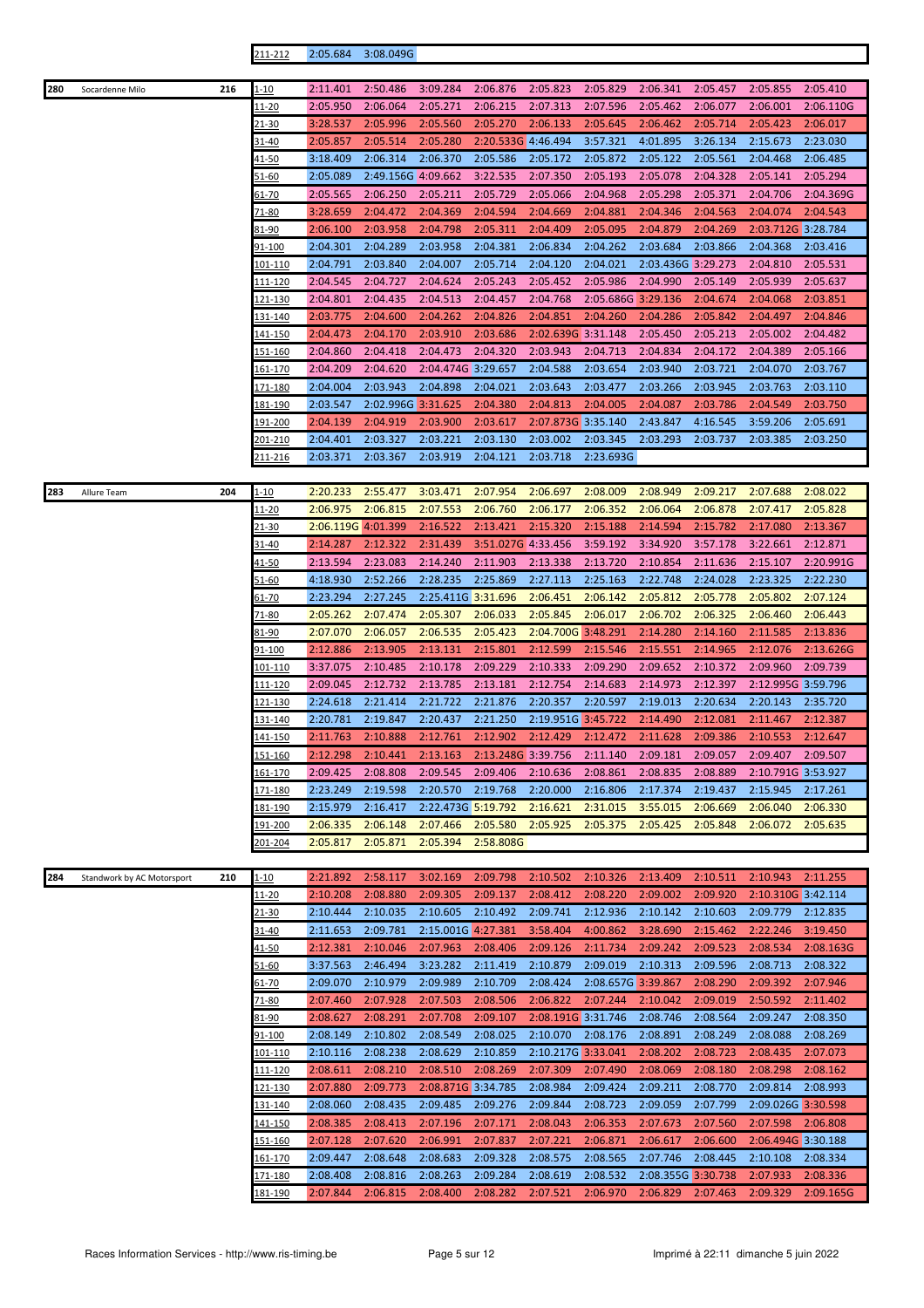| | | | | | | | | | | | | | |
|---|---|---|---|---|---|---|---|---|---|---|---|---|---|
| | | | 211-212 | 2:05.684 | 3:08.049G | | | | | | | | |

| | | | | | | | | | | | | | |
|---|---|---|---|---|---|---|---|---|---|---|---|---|---|
| 280 | Socardenne Milo | 216 | 1-10 | 2:11.401 | 2:50.486 | 3:09.284 | 2:06.876 | 2:05.823 | 2:05.829 | 2:06.341 | 2:05.457 | 2:05.855 | 2:05.410 |
| | | | 11-20 | 2:05.950 | 2:06.064 | 2:05.271 | 2:06.215 | 2:07.313 | 2:07.596 | 2:05.462 | 2:06.077 | 2:06.001 | 2:06.110G |
| | | | 21-30 | 3:28.537 | 2:05.996 | 2:05.560 | 2:05.270 | 2:06.133 | 2:05.645 | 2:06.462 | 2:05.714 | 2:05.423 | 2:06.017 |
| | | | 31-40 | 2:05.857 | 2:05.514 | 2:05.280 | 2:20.533G | 4:46.494 | 3:57.321 | 4:01.895 | 3:26.134 | 2:15.673 | 2:23.030 |
| | | | 41-50 | 3:18.409 | 2:06.314 | 2:06.370 | 2:05.586 | 2:05.172 | 2:05.872 | 2:05.122 | 2:05.561 | 2:04.468 | 2:06.485 |
| | | | 51-60 | 2:05.089 | 2:49.156G | 4:09.662 | 3:22.535 | 2:07.350 | 2:05.193 | 2:05.078 | 2:04.328 | 2:05.141 | 2:05.294 |
| | | | 61-70 | 2:05.565 | 2:06.250 | 2:05.211 | 2:05.729 | 2:05.066 | 2:04.968 | 2:05.298 | 2:05.371 | 2:04.706 | 2:04.369G |
| | | | 71-80 | 3:28.659 | 2:04.472 | 2:04.369 | 2:04.594 | 2:04.669 | 2:04.881 | 2:04.346 | 2:04.563 | 2:04.074 | 2:04.543 |
| | | | 81-90 | 2:06.100 | 2:03.958 | 2:04.798 | 2:05.311 | 2:04.409 | 2:05.095 | 2:04.879 | 2:04.269 | 2:03.712G | 3:28.784 |
| | | | 91-100 | 2:04.301 | 2:04.289 | 2:03.958 | 2:04.381 | 2:06.834 | 2:04.262 | 2:03.684 | 2:03.866 | 2:04.368 | 2:03.416 |
| | | | 101-110 | 2:04.791 | 2:03.840 | 2:04.007 | 2:05.714 | 2:04.120 | 2:04.021 | 2:03.436G | 3:29.273 | 2:04.810 | 2:05.531 |
| | | | 111-120 | 2:04.545 | 2:04.727 | 2:04.624 | 2:05.243 | 2:05.452 | 2:05.986 | 2:04.990 | 2:05.149 | 2:05.939 | 2:05.637 |
| | | | 121-130 | 2:04.801 | 2:04.435 | 2:04.513 | 2:04.457 | 2:04.768 | 2:05.686G | 3:29.136 | 2:04.674 | 2:04.068 | 2:03.851 |
| | | | 131-140 | 2:03.775 | 2:04.600 | 2:04.262 | 2:04.826 | 2:04.851 | 2:04.260 | 2:04.286 | 2:05.842 | 2:04.497 | 2:04.846 |
| | | | 141-150 | 2:04.473 | 2:04.170 | 2:03.910 | 2:03.686 | 2:02.639G | 3:31.148 | 2:05.450 | 2:05.213 | 2:05.002 | 2:04.482 |
| | | | 151-160 | 2:04.860 | 2:04.418 | 2:04.473 | 2:04.320 | 2:03.943 | 2:04.713 | 2:04.834 | 2:04.172 | 2:04.389 | 2:05.166 |
| | | | 161-170 | 2:04.209 | 2:04.620 | 2:04.474G | 3:29.657 | 2:04.588 | 2:03.654 | 2:03.940 | 2:03.721 | 2:04.070 | 2:03.767 |
| | | | 171-180 | 2:04.004 | 2:03.943 | 2:04.898 | 2:04.021 | 2:03.643 | 2:03.477 | 2:03.266 | 2:03.945 | 2:03.763 | 2:03.110 |
| | | | 181-190 | 2:03.547 | 2:02.996G | 3:31.625 | 2:04.380 | 2:04.813 | 2:04.005 | 2:04.087 | 2:03.786 | 2:04.549 | 2:03.750 |
| | | | 191-200 | 2:04.139 | 2:04.919 | 2:03.900 | 2:03.617 | 2:07.873G | 3:35.140 | 2:43.847 | 4:16.545 | 3:59.206 | 2:05.691 |
| | | | 201-210 | 2:04.401 | 2:03.327 | 2:03.221 | 2:03.130 | 2:03.002 | 2:03.345 | 2:03.293 | 2:03.737 | 2:03.385 | 2:03.250 |
| | | | 211-216 | 2:03.371 | 2:03.367 | 2:03.919 | 2:04.121 | 2:03.718 | 2:23.693G | | | | |

| | | | | | | | | | | | | | |
|---|---|---|---|---|---|---|---|---|---|---|---|---|---|
| 283 | Allure Team | 204 | 1-10 | 2:20.233 | 2:55.477 | 3:03.471 | 2:07.954 | 2:06.697 | 2:08.009 | 2:08.949 | 2:09.217 | 2:07.688 | 2:08.022 |
| | | | 11-20 | 2:06.975 | 2:06.815 | 2:07.553 | 2:06.760 | 2:06.177 | 2:06.352 | 2:06.064 | 2:06.878 | 2:07.417 | 2:05.828 |
| | | | 21-30 | 2:06.119G | 4:01.399 | 2:16.522 | 2:13.421 | 2:15.320 | 2:15.188 | 2:14.594 | 2:15.782 | 2:17.080 | 2:13.367 |
| | | | 31-40 | 2:14.287 | 2:12.322 | 2:31.439 | 3:51.027G | 4:33.456 | 3:59.192 | 3:34.920 | 3:57.178 | 3:22.661 | 2:12.871 |
| | | | 41-50 | 2:13.594 | 2:23.083 | 2:14.240 | 2:11.903 | 2:13.338 | 2:13.720 | 2:10.854 | 2:11.636 | 2:15.107 | 2:20.991G |
| | | | 51-60 | 4:18.930 | 2:52.266 | 2:28.235 | 2:25.869 | 2:27.113 | 2:25.163 | 2:22.748 | 2:24.028 | 2:23.325 | 2:22.230 |
| | | | 61-70 | 2:23.294 | 2:27.245 | 2:25.411G | 3:31.696 | 2:06.451 | 2:06.142 | 2:05.812 | 2:05.778 | 2:05.802 | 2:07.124 |
| | | | 71-80 | 2:05.262 | 2:07.474 | 2:05.307 | 2:06.033 | 2:05.845 | 2:06.017 | 2:06.702 | 2:06.325 | 2:06.460 | 2:06.443 |
| | | | 81-90 | 2:07.070 | 2:06.057 | 2:06.535 | 2:05.423 | 2:04.700G | 3:48.291 | 2:14.280 | 2:14.160 | 2:11.585 | 2:13.836 |
| | | | 91-100 | 2:12.886 | 2:13.905 | 2:13.131 | 2:15.801 | 2:12.599 | 2:15.546 | 2:15.551 | 2:14.965 | 2:12.076 | 2:13.626G |
| | | | 101-110 | 3:37.075 | 2:10.485 | 2:10.178 | 2:09.229 | 2:10.333 | 2:09.290 | 2:09.652 | 2:10.372 | 2:09.960 | 2:09.739 |
| | | | 111-120 | 2:09.045 | 2:12.732 | 2:13.785 | 2:13.181 | 2:12.754 | 2:14.683 | 2:14.973 | 2:12.397 | 2:12.995G | 3:59.796 |
| | | | 121-130 | 2:24.618 | 2:21.414 | 2:21.722 | 2:21.876 | 2:20.357 | 2:20.597 | 2:19.013 | 2:20.634 | 2:20.143 | 2:35.720 |
| | | | 131-140 | 2:20.781 | 2:19.847 | 2:20.437 | 2:21.250 | 2:19.951G | 3:45.722 | 2:14.490 | 2:12.081 | 2:11.467 | 2:12.387 |
| | | | 141-150 | 2:11.763 | 2:10.888 | 2:12.761 | 2:12.902 | 2:12.429 | 2:12.472 | 2:11.628 | 2:09.386 | 2:10.553 | 2:12.647 |
| | | | 151-160 | 2:12.298 | 2:10.441 | 2:13.163 | 2:13.248G | 3:39.756 | 2:11.140 | 2:09.181 | 2:09.057 | 2:09.407 | 2:09.507 |
| | | | 161-170 | 2:09.425 | 2:08.808 | 2:09.545 | 2:09.406 | 2:10.636 | 2:08.861 | 2:08.835 | 2:08.889 | 2:10.791G | 3:53.927 |
| | | | 171-180 | 2:23.249 | 2:19.598 | 2:20.570 | 2:19.768 | 2:20.000 | 2:16.806 | 2:17.374 | 2:19.437 | 2:15.945 | 2:17.261 |
| | | | 181-190 | 2:15.979 | 2:16.417 | 2:22.473G | 5:19.792 | 2:16.621 | 2:31.015 | 3:55.015 | 2:06.669 | 2:06.040 | 2:06.330 |
| | | | 191-200 | 2:06.335 | 2:06.148 | 2:07.466 | 2:05.580 | 2:05.925 | 2:05.375 | 2:05.425 | 2:05.848 | 2:06.072 | 2:05.635 |
| | | | 201-204 | 2:05.817 | 2:05.871 | 2:05.394 | 2:58.808G | | | | | | |

| | | | | | | | | | | | | | |
|---|---|---|---|---|---|---|---|---|---|---|---|---|---|
| 284 | Standwork by AC Motorsport | 210 | 1-10 | 2:21.892 | 2:58.117 | 3:02.169 | 2:09.798 | 2:10.502 | 2:10.326 | 2:13.409 | 2:10.511 | 2:10.943 | 2:11.255 |
| | | | 11-20 | 2:10.208 | 2:08.880 | 2:09.305 | 2:09.137 | 2:08.412 | 2:08.220 | 2:09.002 | 2:09.920 | 2:10.310G | 3:42.114 |
| | | | 21-30 | 2:10.444 | 2:10.035 | 2:10.605 | 2:10.492 | 2:09.741 | 2:12.936 | 2:10.142 | 2:10.603 | 2:09.779 | 2:12.835 |
| | | | 31-40 | 2:11.653 | 2:09.781 | 2:15.001G | 4:27.381 | 3:58.404 | 4:00.862 | 3:28.690 | 2:15.462 | 2:22.246 | 3:19.450 |
| | | | 41-50 | 2:12.381 | 2:10.046 | 2:07.963 | 2:08.406 | 2:09.126 | 2:11.734 | 2:09.242 | 2:09.523 | 2:08.534 | 2:08.163G |
| | | | 51-60 | 3:37.563 | 2:46.494 | 3:23.282 | 2:11.419 | 2:10.879 | 2:09.019 | 2:10.313 | 2:09.596 | 2:08.713 | 2:08.322 |
| | | | 61-70 | 2:09.070 | 2:10.979 | 2:09.989 | 2:10.709 | 2:08.424 | 2:08.657G | 3:39.867 | 2:08.290 | 2:09.392 | 2:07.946 |
| | | | 71-80 | 2:07.460 | 2:07.928 | 2:07.503 | 2:08.506 | 2:06.822 | 2:07.244 | 2:10.042 | 2:09.019 | 2:50.592 | 2:11.402 |
| | | | 81-90 | 2:08.627 | 2:08.291 | 2:07.708 | 2:09.107 | 2:08.191G | 3:31.746 | 2:08.746 | 2:08.564 | 2:09.247 | 2:08.350 |
| | | | 91-100 | 2:08.149 | 2:10.802 | 2:08.549 | 2:08.025 | 2:10.070 | 2:08.176 | 2:08.891 | 2:08.249 | 2:08.088 | 2:08.269 |
| | | | 101-110 | 2:10.116 | 2:08.238 | 2:08.629 | 2:10.859 | 2:10.217G | 3:33.041 | 2:08.202 | 2:08.723 | 2:08.435 | 2:07.073 |
| | | | 111-120 | 2:08.611 | 2:08.210 | 2:08.510 | 2:08.269 | 2:07.309 | 2:07.490 | 2:08.069 | 2:08.180 | 2:08.298 | 2:08.162 |
| | | | 121-130 | 2:07.880 | 2:09.773 | 2:08.871G | 3:34.785 | 2:08.984 | 2:09.424 | 2:09.211 | 2:08.770 | 2:09.814 | 2:08.993 |
| | | | 131-140 | 2:08.060 | 2:08.435 | 2:09.485 | 2:09.276 | 2:09.844 | 2:08.723 | 2:09.059 | 2:07.799 | 2:09.026G | 3:30.598 |
| | | | 141-150 | 2:08.385 | 2:08.413 | 2:07.196 | 2:07.171 | 2:08.043 | 2:06.353 | 2:07.673 | 2:07.560 | 2:07.598 | 2:06.808 |
| | | | 151-160 | 2:07.128 | 2:07.620 | 2:06.991 | 2:07.837 | 2:07.221 | 2:06.871 | 2:06.617 | 2:06.600 | 2:06.494G | 3:30.188 |
| | | | 161-170 | 2:09.447 | 2:08.648 | 2:08.683 | 2:09.328 | 2:08.575 | 2:08.565 | 2:07.746 | 2:08.445 | 2:10.108 | 2:08.334 |
| | | | 171-180 | 2:08.408 | 2:08.816 | 2:08.263 | 2:09.284 | 2:08.619 | 2:08.532 | 2:08.355G | 3:30.738 | 2:07.933 | 2:08.336 |
| | | | 181-190 | 2:07.844 | 2:06.815 | 2:08.400 | 2:08.282 | 2:07.521 | 2:06.970 | 2:06.829 | 2:07.463 | 2:09.329 | 2:09.165G |

Races Information Services - http://www.ris-timing.be

Imprimé à 22:11 dimanche 5 juin 2022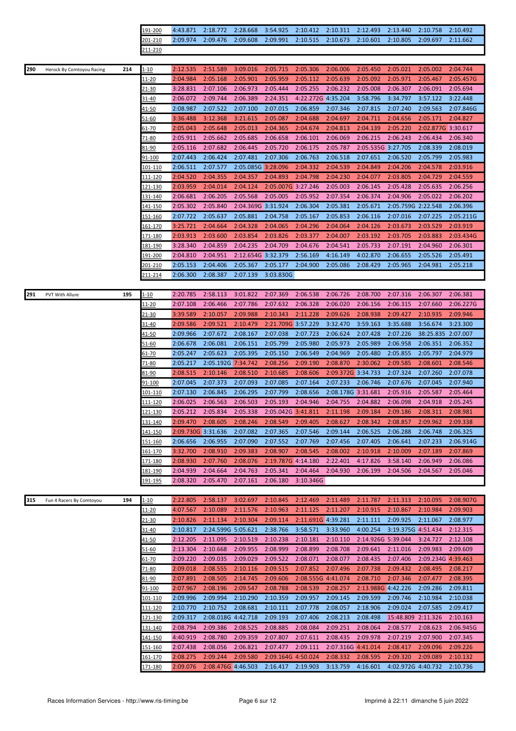| | | | Laps | | | | | | | | | | |
|---|---|---|---|---|---|---|---|---|---|---|---|---|---|
| | | | 191-200 | 4:43.871 | 2:18.772 | 2:28.668 | 3:54.925 | 2:10.412 | 2:10.311 | 2:12.493 | 2:13.440 | 2:10.758 | 2:10.492 |
| | | | 201-210 | 2:09.974 | 2:09.476 | 2:09.608 | 2:09.991 | 2:10.515 | 2:10.673 | 2:10.601 | 2:10.805 | 2:09.697 | 2:11.662 |
| | | | 211-210 | | | | | | | | | | |

| No. | Team | Laps | Laps range | | | | | | | | | | |
|---|---|---|---|---|---|---|---|---|---|---|---|---|---|
| 290 | Herock By Comtoyou Racing | 214 | 1-10 | 2:12.535 | 2:51.589 | 3:09.016 | 2:05.715 | 2:05.306 | 2:06.006 | 2:05.450 | 2:05.021 | 2:05.002 | 2:04.744 |
| | | | 11-20 | 2:04.984 | 2:05.168 | 2:05.901 | 2:05.959 | 2:05.112 | 2:05.639 | 2:05.092 | 2:05.971 | 2:05.467 | 2:05.457G |
| | | | 21-30 | 3:28.831 | 2:07.106 | 2:06.973 | 2:05.444 | 2:05.255 | 2:06.232 | 2:05.008 | 2:06.307 | 2:06.091 | 2:05.694 |
| | | | 31-40 | 2:06.072 | 2:09.744 | 2:06.389 | 2:24.351 | 4:22.272G | 4:35.204 | 3:58.796 | 3:34.797 | 3:57.122 | 3:22.448 |
| | | | 41-50 | 2:08.987 | 2:07.522 | 2:07.100 | 2:07.015 | 2:06.859 | 2:07.346 | 2:07.815 | 2:07.240 | 2:09.563 | 2:07.846G |
| | | | 51-60 | 3:36.488 | 3:12.368 | 3:21.615 | 2:05.087 | 2:04.688 | 2:04.697 | 2:04.711 | 2:04.656 | 2:05.171 | 2:04.827 |
| | | | 61-70 | 2:05.043 | 2:05.648 | 2:05.013 | 2:04.365 | 2:04.674 | 2:04.813 | 2:04.139 | 2:05.220 | 2:02.877G | 3:30.617 |
| | | | 71-80 | 2:05.911 | 2:05.662 | 2:05.685 | 2:06.658 | 2:06.101 | 2:06.069 | 2:06.215 | 2:06.243 | 2:06.434 | 2:06.340 |
| | | | 81-90 | 2:05.116 | 2:07.682 | 2:06.445 | 2:05.720 | 2:06.175 | 2:05.787 | 2:05.535G | 3:27.705 | 2:08.339 | 2:08.019 |
| | | | 91-100 | 2:07.443 | 2:06.424 | 2:07.481 | 2:07.306 | 2:06.763 | 2:06.518 | 2:07.651 | 2:06.520 | 2:05.799 | 2:05.983 |
| | | | 101-110 | 2:06.511 | 2:07.577 | 2:05.085G | 3:28.096 | 2:04.332 | 2:04.539 | 2:04.849 | 2:04.206 | 2:04.578 | 2:03.916 |
| | | | 111-120 | 2:04.520 | 2:04.355 | 2:04.357 | 2:04.893 | 2:04.798 | 2:04.230 | 2:04.077 | 2:03.805 | 2:04.729 | 2:04.559 |
| | | | 121-130 | 2:03.959 | 2:04.014 | 2:04.124 | 2:05.007G | 3:27.246 | 2:05.003 | 2:06.145 | 2:05.428 | 2:05.635 | 2:06.256 |
| | | | 131-140 | 2:06.681 | 2:06.205 | 2:05.568 | 2:05.005 | 2:05.952 | 2:07.354 | 2:06.374 | 2:04.906 | 2:05.022 | 2:06.202 |
| | | | 141-150 | 2:05.302 | 2:05.840 | 2:04.369G | 3:31.924 | 2:06.304 | 2:05.381 | 2:05.671 | 2:05.759G | 2:22.548 | 2:06.396 |
| | | | 151-160 | 2:07.722 | 2:05.637 | 2:05.881 | 2:04.758 | 2:05.167 | 2:05.853 | 2:06.116 | 2:07.016 | 2:07.225 | 2:05.211G |
| | | | 161-170 | 3:25.721 | 2:04.664 | 2:04.328 | 2:04.065 | 2:04.296 | 2:04.064 | 2:04.126 | 2:03.673 | 2:03.529 | 2:03.919 |
| | | | 171-180 | 2:03.913 | 2:03.600 | 2:03.854 | 2:03.826 | 2:03.377 | 2:04.007 | 2:03.192 | 2:03.705 | 2:03.883 | 2:03.434G |
| | | | 181-190 | 3:28.340 | 2:04.859 | 2:04.235 | 2:04.709 | 2:04.676 | 2:04.541 | 2:05.733 | 2:07.191 | 2:04.960 | 2:06.301 |
| | | | 191-200 | 2:04.810 | 2:04.951 | 2:12.654G | 3:32.379 | 2:56.169 | 4:16.149 | 4:02.870 | 2:06.655 | 2:05.526 | 2:05.491 |
| | | | 201-210 | 2:05.153 | 2:04.406 | 2:05.367 | 2:05.177 | 2:04.900 | 2:05.086 | 2:08.429 | 2:05.965 | 2:04.981 | 2:05.218 |
| | | | 211-214 | 2:06.300 | 2:08.387 | 2:07.139 | 3:03.830G | | | | | | |
| 291 | PVT With Allure | 195 | 1-10 | 2:20.785 | 2:58.113 | 3:01.822 | 2:07.369 | 2:06.538 | 2:06.726 | 2:08.700 | 2:07.316 | 2:06.307 | 2:06.381 |
| | | | 11-20 | 2:07.108 | 2:06.466 | 2:07.786 | 2:07.632 | 2:06.328 | 2:06.020 | 2:06.156 | 2:06.315 | 2:07.660 | 2:06.227G |
| | | | 21-30 | 3:39.589 | 2:10.057 | 2:09.988 | 2:10.343 | 2:11.228 | 2:09.626 | 2:08.938 | 2:09.427 | 2:10.935 | 2:09.946 |
| | | | 31-40 | 2:09.586 | 2:09.521 | 2:10.479 | 2:21.709G | 3:57.229 | 3:32.470 | 3:59.163 | 3:35.688 | 3:56.674 | 3:23.300 |
| | | | 41-50 | 2:09.966 | 2:07.672 | 2:08.167 | 2:07.038 | 2:07.723 | 2:06.624 | 2:07.428 | 2:07.226 | 38:25.835 | 2:07.007 |
| | | | 51-60 | 2:06.678 | 2:06.081 | 2:06.151 | 2:05.799 | 2:05.980 | 2:05.973 | 2:05.989 | 2:06.958 | 2:06.351 | 2:06.352 |
| | | | 61-70 | 2:05.247 | 2:05.623 | 2:05.395 | 2:05.150 | 2:06.549 | 2:04.969 | 2:05.480 | 2:05.855 | 2:05.797 | 2:04.979 |
| | | | 71-80 | 2:05.217 | 2:05.192G | 7:34.742 | 2:08.256 | 2:09.190 | 2:08.870 | 2:30.062 | 2:09.585 | 2:08.601 | 2:08.546 |
| | | | 81-90 | 2:08.515 | 2:10.146 | 2:08.510 | 2:10.685 | 2:08.606 | 2:09.372G | 3:34.733 | 2:07.324 | 2:07.260 | 2:07.078 |
| | | | 91-100 | 2:07.045 | 2:07.373 | 2:07.093 | 2:07.085 | 2:07.164 | 2:07.233 | 2:06.746 | 2:07.676 | 2:07.045 | 2:07.940 |
| | | | 101-110 | 2:07.130 | 2:06.845 | 2:06.295 | 2:07.799 | 2:08.656 | 2:08.178G | 3:31.681 | 2:05.916 | 2:05.587 | 2:05.464 |
| | | | 111-120 | 2:06.025 | 2:06.563 | 2:06.503 | 2:05.193 | 2:04.946 | 2:04.755 | 2:04.882 | 2:06.098 | 2:04.918 | 2:05.245 |
| | | | 121-130 | 2:05.212 | 2:05.834 | 2:05.338 | 2:05.042G | 3:41.811 | 2:11.198 | 2:09.184 | 2:09.186 | 2:08.311 | 2:08.981 |
| | | | 131-140 | 2:09.470 | 2:08.605 | 2:08.246 | 2:08.549 | 2:09.405 | 2:08.627 | 2:08.342 | 2:08.857 | 2:09.962 | 2:09.338 |
| | | | 141-150 | 2:09.730G | 3:31.636 | 2:07.082 | 2:07.365 | 2:07.546 | 2:09.144 | 2:06.525 | 2:06.288 | 2:06.748 | 2:06.325 |
| | | | 151-160 | 2:06.656 | 2:06.955 | 2:07.090 | 2:07.552 | 2:07.769 | 2:07.456 | 2:07.405 | 2:06.641 | 2:07.233 | 2:06.914G |
| | | | 161-170 | 3:32.700 | 2:08.910 | 2:09.383 | 2:08.907 | 2:08.545 | 2:08.002 | 2:10.918 | 2:10.009 | 2:07.189 | 2:07.869 |
| | | | 171-180 | 2:08.930 | 2:07.760 | 2:08.076 | 2:19.787G | 4:14.180 | 2:22.401 | 4:17.826 | 3:58.140 | 2:06.949 | 2:06.086 |
| | | | 181-190 | 2:04.939 | 2:04.664 | 2:04.763 | 2:05.341 | 2:04.464 | 2:04.930 | 2:06.199 | 2:04.506 | 2:04.567 | 2:05.046 |
| | | | 191-195 | 2:08.320 | 2:05.470 | 2:07.161 | 2:06.180 | 3:10.346G | | | | | |
| 315 | Fun 4 Racers By Comtoyou | 194 | 1-10 | 2:22.805 | 2:58.137 | 3:02.697 | 2:10.845 | 2:12.469 | 2:11.489 | 2:11.787 | 2:11.313 | 2:10.095 | 2:08.907G |
| | | | 11-20 | 4:07.567 | 2:10.089 | 2:11.576 | 2:10.963 | 2:11.125 | 2:11.207 | 2:10.915 | 2:10.867 | 2:10.984 | 2:09.903 |
| | | | 21-30 | 2:10.826 | 2:11.134 | 2:10.304 | 2:09.114 | 2:11.691G | 4:39.281 | 2:11.111 | 2:09.925 | 2:11.067 | 2:08.977 |
| | | | 31-40 | 2:10.817 | 2:24.599G | 5:05.621 | 2:38.766 | 3:58.571 | 3:33.960 | 4:00.254 | 3:19.375G | 4:51.434 | 2:12.315 |
| | | | 41-50 | 2:12.205 | 2:11.095 | 2:10.519 | 2:10.238 | 2:10.181 | 2:10.110 | 2:14.926G | 5:39.044 | 3:24.727 | 2:12.108 |
| | | | 51-60 | 2:13.304 | 2:10.668 | 2:09.955 | 2:08.999 | 2:08.899 | 2:08.708 | 2:09.641 | 2:11.016 | 2:09.983 | 2:09.609 |
| | | | 61-70 | 2:09.220 | 2:09.035 | 2:09.029 | 2:09.522 | 2:08.071 | 2:08.077 | 2:08.435 | 2:07.406 | 2:09.234G | 4:39.463 |
| | | | 71-80 | 2:09.018 | 2:08.555 | 2:10.116 | 2:09.515 | 2:07.852 | 2:07.496 | 2:07.738 | 2:09.432 | 2:08.495 | 2:08.217 |
| | | | 81-90 | 2:07.891 | 2:08.505 | 2:14.745 | 2:09.606 | 2:08.555G | 4:41.074 | 2:08.710 | 2:07.346 | 2:07.477 | 2:08.395 |
| | | | 91-100 | 2:07.967 | 2:08.196 | 2:09.547 | 2:08.788 | 2:08.539 | 2:08.257 | 2:13.988G | 4:42.226 | 2:09.286 | 2:09.811 |
| | | | 101-110 | 2:09.996 | 2:09.994 | 2:10.290 | 2:10.359 | 2:09.957 | 2:09.145 | 2:09.599 | 2:09.746 | 2:10.984 | 2:10.038 |
| | | | 111-120 | 2:10.770 | 2:10.752 | 2:08.681 | 2:10.111 | 2:07.778 | 2:08.057 | 2:18.906 | 2:09.024 | 2:07.585 | 2:09.417 |
| | | | 121-130 | 2:09.317 | 2:08.018G | 4:42.718 | 2:09.193 | 2:07.406 | 2:08.213 | 2:08.498 | 15:48.809 | 2:11.326 | 2:10.163 |
| | | | 131-140 | 2:08.794 | 2:09.386 | 2:08.525 | 2:08.885 | 2:08.084 | 2:09.251 | 2:08.064 | 2:08.577 | 2:08.623 | 2:06.945G |
| | | | 141-150 | 4:40.919 | 2:08.780 | 2:09.359 | 2:07.807 | 2:07.611 | 2:08.435 | 2:09.978 | 2:07.219 | 2:07.900 | 2:07.345 |
| | | | 151-160 | 2:07.438 | 2:08.056 | 2:06.821 | 2:07.477 | 2:09.111 | 2:07.316G | 4:41.014 | 2:08.417 | 2:09.096 | 2:09.226 |
| | | | 161-170 | 2:08.275 | 2:09.244 | 2:09.580 | 2:09.164G | 4:50.024 | 2:08.332 | 2:08.595 | 2:09.320 | 2:09.089 | 2:10.132 |
| | | | 171-180 | 2:09.076 | 2:08.476G | 4:46.503 | 2:16.417 | 2:19.903 | 3:13.759 | 4:16.601 | 4:02.972G | 4:40.732 | 2:10.736 |

Races Information Services - http://www.ris-timing.be

Imprimé à 22:11 dimanche 5 juin 2022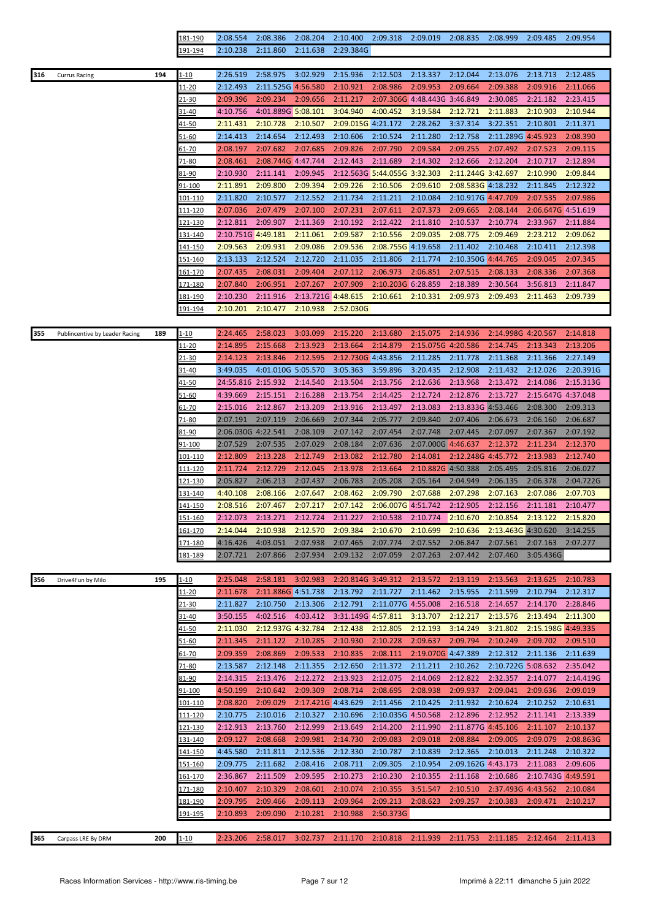| | | | | | | | | | | | | | |
|---|---|---|---|---|---|---|---|---|---|---|---|---|---|
| | | | 181-190 | 2:08.554 | 2:08.386 | 2:08.204 | 2:10.400 | 2:09.318 | 2:09.019 | 2:08.835 | 2:08.999 | 2:09.485 | 2:09.954 |
| | | | 191-194 | 2:10.238 | 2:11.860 | 2:11.638 | 2:29.384G | | | | | | |
| 316 | Currus Racing | 194 | 1-10 | 2:26.519 | 2:58.975 | 3:02.929 | 2:15.936 | 2:12.503 | 2:13.337 | 2:12.044 | 2:13.076 | 2:13.713 | 2:12.485 |
| | | | 11-20 | 2:12.493 | 2:11.525G | 4:56.580 | 2:10.921 | 2:08.986 | 2:09.953 | 2:09.664 | 2:09.388 | 2:09.916 | 2:11.066 |
| | | | 21-30 | 2:09.396 | 2:09.234 | 2:09.656 | 2:11.217 | 2:07.306G | 4:48.443G | 3:46.849 | 2:30.085 | 2:21.182 | 2:23.415 |
| | | | 31-40 | 4:10.756 | 4:01.889G | 5:08.101 | 3:04.940 | 4:00.452 | 3:19.584 | 2:12.721 | 2:11.883 | 2:10.903 | 2:10.944 |
| | | | 41-50 | 2:11.431 | 2:10.728 | 2:10.507 | 2:09.015G | 4:21.172 | 2:28.262 | 3:37.314 | 3:22.351 | 2:10.801 | 2:11.371 |
| | | | 51-60 | 2:14.413 | 2:14.654 | 2:12.493 | 2:10.606 | 2:10.524 | 2:11.280 | 2:12.758 | 2:11.289G | 4:45.923 | 2:08.390 |
| | | | 61-70 | 2:08.197 | 2:07.682 | 2:07.685 | 2:09.826 | 2:07.790 | 2:09.584 | 2:09.255 | 2:07.492 | 2:07.523 | 2:09.115 |
| | | | 71-80 | 2:08.461 | 2:08.744G | 4:47.744 | 2:12.443 | 2:11.689 | 2:14.302 | 2:12.666 | 2:12.204 | 2:10.717 | 2:12.894 |
| | | | 81-90 | 2:10.930 | 2:11.141 | 2:09.945 | 2:12.563G | 5:44.055G | 3:32.303 | 2:11.244G | 3:42.697 | 2:10.990 | 2:09.844 |
| | | | 91-100 | 2:11.891 | 2:09.800 | 2:09.394 | 2:09.226 | 2:10.506 | 2:09.610 | 2:08.583G | 4:18.232 | 2:11.845 | 2:12.322 |
| | | | 101-110 | 2:11.820 | 2:10.577 | 2:12.552 | 2:11.734 | 2:11.211 | 2:10.084 | 2:10.917G | 4:47.709 | 2:07.535 | 2:07.986 |
| | | | 111-120 | 2:07.036 | 2:07.479 | 2:07.100 | 2:07.231 | 2:07.611 | 2:07.373 | 2:09.665 | 2:08.144 | 2:06.647G | 4:51.619 |
| | | | 121-130 | 2:12.811 | 2:09.907 | 2:11.369 | 2:10.192 | 2:12.422 | 2:11.810 | 2:10.537 | 2:10.774 | 2:33.967 | 2:11.884 |
| | | | 131-140 | 2:10.751G | 4:49.181 | 2:11.061 | 2:09.587 | 2:10.556 | 2:09.035 | 2:08.775 | 2:09.469 | 2:23.212 | 2:09.062 |
| | | | 141-150 | 2:09.563 | 2:09.931 | 2:09.086 | 2:09.536 | 2:08.755G | 4:19.658 | 2:11.402 | 2:10.468 | 2:10.411 | 2:12.398 |
| | | | 151-160 | 2:13.133 | 2:12.524 | 2:12.720 | 2:11.035 | 2:11.806 | 2:11.774 | 2:10.350G | 4:44.765 | 2:09.045 | 2:07.345 |
| | | | 161-170 | 2:07.435 | 2:08.031 | 2:09.404 | 2:07.112 | 2:06.973 | 2:06.851 | 2:07.515 | 2:08.133 | 2:08.336 | 2:07.368 |
| | | | 171-180 | 2:07.840 | 2:06.951 | 2:07.267 | 2:07.909 | 2:10.203G | 6:28.859 | 2:18.389 | 2:30.564 | 3:56.813 | 2:11.847 |
| | | | 181-190 | 2:10.230 | 2:11.916 | 2:13.721G | 4:48.615 | 2:10.661 | 2:10.331 | 2:09.973 | 2:09.493 | 2:11.463 | 2:09.739 |
| | | | 191-194 | 2:10.201 | 2:10.477 | 2:10.938 | 2:52.030G | | | | | | |
| 355 | Publincentive by Leader Racing | 189 | 1-10 | 2:24.465 | 2:58.023 | 3:03.099 | 2:15.220 | 2:13.680 | 2:15.075 | 2:14.936 | 2:14.998G | 4:20.567 | 2:14.818 |
| | | | 11-20 | 2:14.895 | 2:15.668 | 2:13.923 | 2:13.664 | 2:14.879 | 2:15.075G | 4:20.586 | 2:14.745 | 2:13.343 | 2:13.206 |
| | | | 21-30 | 2:14.123 | 2:13.846 | 2:12.595 | 2:12.730G | 4:43.856 | 2:11.285 | 2:11.778 | 2:11.368 | 2:11.366 | 2:27.149 |
| | | | 31-40 | 3:49.035 | 4:01.010G | 5:05.570 | 3:05.363 | 3:59.896 | 3:20.435 | 2:12.908 | 2:11.432 | 2:12.026 | 2:20.391G |
| | | | 41-50 | 24:55.816 | 2:15.932 | 2:14.540 | 2:13.504 | 2:13.756 | 2:12.636 | 2:13.968 | 2:13.472 | 2:14.086 | 2:15.313G |
| | | | 51-60 | 4:39.669 | 2:15.151 | 2:16.288 | 2:13.754 | 2:14.425 | 2:12.724 | 2:12.876 | 2:13.727 | 2:15.647G | 4:37.048 |
| | | | 61-70 | 2:15.016 | 2:12.867 | 2:13.209 | 2:13.916 | 2:13.497 | 2:13.083 | 2:13.833G | 4:53.466 | 2:08.300 | 2:09.313 |
| | | | 71-80 | 2:07.191 | 2:07.119 | 2:06.669 | 2:07.344 | 2:05.777 | 2:09.840 | 2:07.406 | 2:06.673 | 2:06.160 | 2:06.687 |
| | | | 81-90 | 2:06.030G | 4:22.541 | 2:08.109 | 2:07.142 | 2:07.454 | 2:07.748 | 2:07.445 | 2:07.097 | 2:07.367 | 2:07.192 |
| | | | 91-100 | 2:07.529 | 2:07.535 | 2:07.029 | 2:08.184 | 2:07.636 | 2:07.000G | 4:46.637 | 2:12.372 | 2:11.234 | 2:12.370 |
| | | | 101-110 | 2:12.809 | 2:13.228 | 2:12.749 | 2:13.082 | 2:12.780 | 2:14.081 | 2:12.248G | 4:45.772 | 2:13.983 | 2:12.740 |
| | | | 111-120 | 2:11.724 | 2:12.729 | 2:12.045 | 2:13.978 | 2:13.664 | 2:10.882G | 4:50.388 | 2:05.495 | 2:05.816 | 2:06.027 |
| | | | 121-130 | 2:05.827 | 2:06.213 | 2:07.437 | 2:06.783 | 2:05.208 | 2:05.164 | 2:04.949 | 2:06.135 | 2:06.378 | 2:04.722G |
| | | | 131-140 | 4:40.108 | 2:08.166 | 2:07.647 | 2:08.462 | 2:09.790 | 2:07.688 | 2:07.298 | 2:07.163 | 2:07.086 | 2:07.703 |
| | | | 141-150 | 2:08.516 | 2:07.467 | 2:07.217 | 2:07.142 | 2:06.007G | 4:51.742 | 2:12.905 | 2:12.156 | 2:11.181 | 2:10.477 |
| | | | 151-160 | 2:12.073 | 2:13.271 | 2:12.724 | 2:11.227 | 2:10.538 | 2:10.774 | 2:10.670 | 2:10.854 | 2:13.122 | 2:15.820 |
| | | | 161-170 | 2:14.044 | 2:10.938 | 2:12.570 | 2:09.384 | 2:10.670 | 2:10.699 | 2:10.636 | 2:13.463G | 4:30.620 | 3:14.255 |
| | | | 171-180 | 4:16.426 | 4:03.051 | 2:07.938 | 2:07.465 | 2:07.774 | 2:07.552 | 2:06.847 | 2:07.561 | 2:07.163 | 2:07.277 |
| | | | 181-189 | 2:07.721 | 2:07.866 | 2:07.934 | 2:09.132 | 2:07.059 | 2:07.263 | 2:07.442 | 2:07.460 | 3:05.436G | |
| 356 | Drive4Fun by Milo | 195 | 1-10 | 2:25.048 | 2:58.181 | 3:02.983 | 2:20.814G | 3:49.312 | 2:13.572 | 2:13.119 | 2:13.563 | 2:13.625 | 2:10.783 |
| | | | 11-20 | 2:11.678 | 2:11.886G | 4:51.738 | 2:13.792 | 2:11.727 | 2:11.462 | 2:15.955 | 2:11.599 | 2:10.794 | 2:12.317 |
| | | | 21-30 | 2:11.827 | 2:10.750 | 2:13.306 | 2:12.791 | 2:11.077G | 4:55.008 | 2:16.518 | 2:14.657 | 2:14.170 | 2:28.846 |
| | | | 31-40 | 3:50.155 | 4:02.516 | 4:03.412 | 3:31.149G | 4:57.811 | 3:13.707 | 2:12.217 | 2:13.576 | 2:13.494 | 2:11.300 |
| | | | 41-50 | 2:11.030 | 2:12.937G | 4:32.784 | 2:12.438 | 2:12.805 | 2:12.193 | 3:14.249 | 3:21.802 | 2:15.198G | 4:49.335 |
| | | | 51-60 | 2:11.345 | 2:11.122 | 2:10.285 | 2:10.930 | 2:10.228 | 2:09.637 | 2:09.794 | 2:10.249 | 2:09.702 | 2:09.510 |
| | | | 61-70 | 2:09.359 | 2:08.869 | 2:09.533 | 2:10.835 | 2:08.111 | 2:19.070G | 4:47.389 | 2:12.312 | 2:11.136 | 2:11.639 |
| | | | 71-80 | 2:13.587 | 2:12.148 | 2:11.355 | 2:12.650 | 2:11.372 | 2:11.211 | 2:10.262 | 2:10.722G | 5:08.632 | 2:35.042 |
| | | | 81-90 | 2:14.315 | 2:13.476 | 2:12.272 | 2:13.923 | 2:12.075 | 2:14.069 | 2:12.822 | 2:32.357 | 2:14.077 | 2:14.419G |
| | | | 91-100 | 4:50.199 | 2:10.642 | 2:09.309 | 2:08.714 | 2:08.695 | 2:08.938 | 2:09.937 | 2:09.041 | 2:09.636 | 2:09.019 |
| | | | 101-110 | 2:08.820 | 2:09.029 | 2:17.421G | 4:43.629 | 2:11.456 | 2:10.425 | 2:11.932 | 2:10.624 | 2:10.252 | 2:10.631 |
| | | | 111-120 | 2:10.775 | 2:10.016 | 2:10.327 | 2:10.696 | 2:10.035G | 4:50.568 | 2:12.896 | 2:12.952 | 2:11.141 | 2:13.339 |
| | | | 121-130 | 2:12.913 | 2:13.760 | 2:12.999 | 2:13.649 | 2:14.200 | 2:11.990 | 2:11.877G | 4:45.106 | 2:11.107 | 2:10.137 |
| | | | 131-140 | 2:09.127 | 2:08.668 | 2:09.981 | 2:14.730 | 2:09.083 | 2:09.018 | 2:08.884 | 2:09.005 | 2:09.079 | 2:08.863G |
| | | | 141-150 | 4:45.580 | 2:11.811 | 2:12.536 | 2:12.330 | 2:10.787 | 2:10.839 | 2:12.365 | 2:10.013 | 2:11.248 | 2:10.322 |
| | | | 151-160 | 2:09.775 | 2:11.682 | 2:08.416 | 2:08.711 | 2:09.305 | 2:10.954 | 2:09.162G | 4:43.173 | 2:11.083 | 2:09.606 |
| | | | 161-170 | 2:36.867 | 2:11.509 | 2:09.595 | 2:10.273 | 2:10.230 | 2:10.355 | 2:11.168 | 2:10.686 | 2:10.743G | 4:49.591 |
| | | | 171-180 | 2:10.407 | 2:10.329 | 2:08.601 | 2:10.074 | 2:10.355 | 3:51.547 | 2:10.510 | 2:37.493G | 4:43.562 | 2:10.084 |
| | | | 181-190 | 2:09.795 | 2:09.466 | 2:09.113 | 2:09.964 | 2:09.213 | 2:08.623 | 2:09.257 | 2:10.383 | 2:09.471 | 2:10.217 |
| | | | 191-195 | 2:10.893 | 2:09.090 | 2:10.281 | 2:10.988 | 2:50.373G | | | | | |
| 365 | Carpass LRE By DRM | 200 | 1-10 | 2:23.206 | 2:58.017 | 3:02.737 | 2:11.170 | 2:10.818 | 2:11.939 | 2:11.753 | 2:11.185 | 2:12.464 | 2:11.413 |

Races Information Services - http://www.ris-timing.be

Imprimé à 22:11 dimanche 5 juin 2022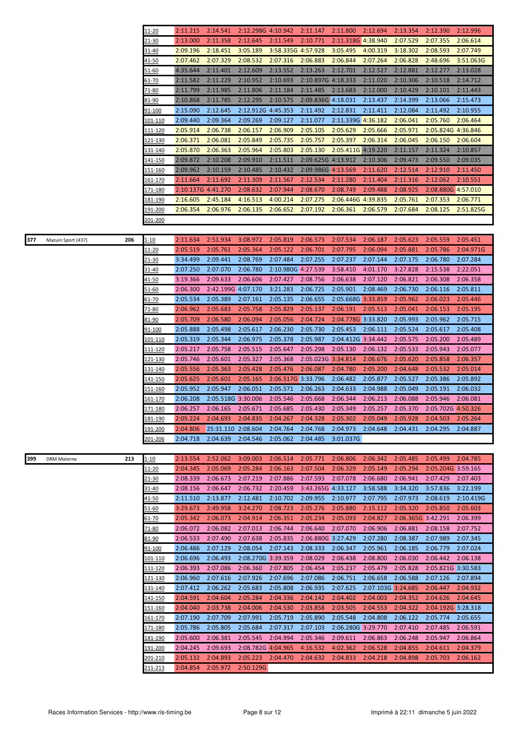| | | | | | | | | | | | | | |
|---|---|---|---|---|---|---|---|---|---|---|---|---|---|
| | | | 11-20 | 2:11.215 | 2:14.541 | 2:12.298G | 4:10.942 | 2:11.147 | 2:11.800 | 2:12.694 | 2:13.354 | 2:12.390 | 2:12.996 |
| | | | 21-30 | 2:13.000 | 2:11.358 | 2:12.645 | 2:11.549 | 2:10.771 | 2:11.318G | 4:38.940 | 2:07.529 | 2:07.355 | 2:06.614 |
| | | | 31-40 | 2:09.196 | 2:18.451 | 3:05.189 | 3:58.335G | 4:57.928 | 3:05.495 | 4:00.319 | 3:18.302 | 2:08.593 | 2:07.749 |
| | | | 41-50 | 2:07.462 | 2:07.329 | 2:08.532 | 2:07.316 | 2:06.883 | 2:06.844 | 2:07.264 | 2:06.828 | 2:48.696 | 3:51.063G |
| | | | 51-60 | 4:35.644 | 2:11.401 | 2:12.609 | 2:13.552 | 2:13.263 | 2:12.701 | 2:12.527 | 2:12.881 | 2:12.277 | 2:13.028 |
| | | | 61-70 | 2:11.582 | 2:11.229 | 2:10.952 | 2:10.693 | 2:10.897G | 4:18.333 | 2:11.020 | 2:10.306 | 2:10.518 | 2:14.712 |
| | | | 71-80 | 2:11.799 | 2:11.985 | 2:11.806 | 2:11.184 | 2:11.485 | 2:13.683 | 2:12.000 | 2:10.429 | 2:10.101 | 2:11.443 |
| | | | 81-90 | 2:10.868 | 2:11.785 | 2:12.295 | 2:10.575 | 2:09.836G | 4:18.031 | 2:13.437 | 2:14.399 | 2:13.066 | 2:15.473 |
| | | | 91-100 | 2:15.090 | 2:12.645 | 2:12.912G | 4:45.353 | 2:11.492 | 2:12.831 | 2:11.411 | 2:12.084 | 2:11.492 | 2:10.955 |
| | | | 101-110 | 2:09.440 | 2:09.364 | 2:09.269 | 2:09.127 | 2:11.077 | 2:11.339G | 4:36.182 | 2:06.041 | 2:05.760 | 2:06.464 |
| | | | 111-120 | 2:05.914 | 2:06.738 | 2:06.157 | 2:06.909 | 2:05.105 | 2:05.629 | 2:05.666 | 2:05.971 | 2:05.824G | 4:36.846 |
| | | | 121-130 | 2:06.371 | 2:06.081 | 2:05.849 | 2:05.735 | 2:05.757 | 2:05.397 | 2:06.314 | 2:06.045 | 2:06.150 | 2:06.604 |
| | | | 131-140 | 2:05.870 | 2:06.363 | 2:05.964 | 2:05.803 | 2:05.130 | 2:05.411G | 4:19.220 | 2:11.157 | 2:11.324 | 2:10.857 |
| | | | 141-150 | 2:09.872 | 2:10.208 | 2:09.910 | 2:11.511 | 2:09.625G | 4:13.912 | 2:10.306 | 2:09.473 | 2:09.550 | 2:09.035 |
| | | | 151-160 | 2:09.962 | 2:10.159 | 2:10.485 | 2:10.432 | 2:09.986G | 4:13.569 | 2:11.620 | 2:12.514 | 2:12.910 | 2:11.450 |
| | | | 161-170 | 2:11.664 | 2:11.692 | 2:11.309 | 2:11.567 | 2:12.534 | 2:11.280 | 2:11.404 | 2:11.316 | 2:12.062 | 2:10.551 |
| | | | 171-180 | 2:10.137G | 4:41.270 | 2:08.632 | 2:07.944 | 2:08.670 | 2:08.749 | 2:09.488 | 2:08.925 | 2:08.880G | 4:57.010 |
| | | | 181-190 | 2:16.605 | 2:45.184 | 4:16.513 | 4:00.214 | 2:07.275 | 2:06.446G | 4:39.835 | 2:05.761 | 2:07.353 | 2:06.771 |
| | | | 191-200 | 2:06.354 | 2:06.976 | 2:06.135 | 2:06.652 | 2:07.192 | 2:06.361 | 2:06.579 | 2:07.684 | 2:08.125 | 2:51.825G |
| | | | 201-200 | | | | | | | | | | |
| 377 | Mazuin Sport (437) | 206 | 1-10 | 2:11.634 | 2:51.934 | 3:08.972 | 2:05.819 | 2:06.573 | 2:07.534 | 2:06.187 | 2:05.623 | 2:05.559 | 2:05.451 |
| | | | 11-20 | 2:05.519 | 2:05.761 | 2:05.364 | 2:05.122 | 2:06.701 | 2:07.795 | 2:06.094 | 2:05.881 | 2:05.786 | 2:04.971G |
| | | | 21-30 | 3:34.499 | 2:09.441 | 2:08.769 | 2:07.484 | 2:07.255 | 2:07.237 | 2:07.144 | 2:07.175 | 2:06.780 | 2:07.284 |
| | | | 31-40 | 2:07.250 | 2:07.070 | 2:06.780 | 2:10.980G | 4:27.539 | 3:58.410 | 4:01.170 | 3:27.828 | 2:15.538 | 2:22.051 |
| | | | 41-50 | 3:19.366 | 2:09.633 | 2:06.606 | 2:07.427 | 2:08.756 | 2:06.638 | 2:07.120 | 2:06.821 | 2:06.308 | 2:06.358 |
| | | | 51-60 | 2:06.300 | 2:42.199G | 4:07.170 | 3:21.283 | 2:06.725 | 2:05.901 | 2:08.469 | 2:06.730 | 2:06.116 | 2:05.811 |
| | | | 61-70 | 2:05.534 | 2:05.389 | 2:07.161 | 2:05.135 | 2:06.655 | 2:05.668G | 3:33.859 | 2:05.962 | 2:06.023 | 2:05.446 |
| | | | 71-80 | 2:06.962 | 2:05.683 | 2:05.758 | 2:05.829 | 2:05.137 | 2:06.191 | 2:05.513 | 2:05.041 | 2:06.153 | 2:05.195 |
| | | | 81-90 | 2:05.709 | 2:06.580 | 2:06.094 | 2:05.056 | 2:04.724 | 2:04.778G | 3:33.820 | 2:05.993 | 2:05.962 | 2:05.715 |
| | | | 91-100 | 2:05.888 | 2:05.498 | 2:05.617 | 2:06.230 | 2:05.730 | 2:05.453 | 2:06.111 | 2:05.524 | 2:05.617 | 2:05.408 |
| | | | 101-110 | 2:05.319 | 2:05.344 | 2:06.975 | 2:05.378 | 2:05.987 | 2:04.412G | 3:34.442 | 2:05.575 | 2:05.200 | 2:05.489 |
| | | | 111-120 | 2:05.217 | 2:05.758 | 2:05.515 | 2:05.647 | 2:05.298 | 2:05.130 | 2:06.132 | 2:05.533 | 2:05.943 | 2:05.077 |
| | | | 121-130 | 2:05.746 | 2:05.601 | 2:05.327 | 2:05.368 | 2:05.023G | 3:34.814 | 2:06.676 | 2:05.620 | 2:05.858 | 2:06.357 |
| | | | 131-140 | 2:05.556 | 2:05.363 | 2:05.428 | 2:05.476 | 2:06.087 | 2:04.780 | 2:05.200 | 2:04.648 | 2:05.532 | 2:05.014 |
| | | | 141-150 | 2:05.625 | 2:05.601 | 2:05.165 | 2:06.517G | 3:33.796 | 2:06.482 | 2:05.877 | 2:05.527 | 2:05.386 | 2:05.892 |
| | | | 151-160 | 2:05.952 | 2:05.947 | 2:06.051 | 2:05.571 | 2:06.263 | 2:04.633 | 2:04.988 | 2:05.049 | 2:05.191 | 2:06.032 |
| | | | 161-170 | 2:06.208 | 2:05.518G | 3:30.006 | 2:05.546 | 2:05.668 | 2:06.344 | 2:06.213 | 2:06.088 | 2:05.946 | 2:06.081 |
| | | | 171-180 | 2:06.257 | 2:06.165 | 2:05.671 | 2:05.685 | 2:05.430 | 2:05.349 | 2:05.257 | 2:05.370 | 2:05.702G | 4:50.326 |
| | | | 181-190 | 2:05.224 | 2:04.693 | 2:04.835 | 2:04.267 | 2:04.328 | 2:05.302 | 2:05.049 | 2:05.928 | 2:04.503 | 2:05.264 |
| | | | 191-200 | 2:04.806 | 25:31.110 | 2:08.604 | 2:04.764 | 2:04.768 | 2:04.973 | 2:04.648 | 2:04.431 | 2:04.295 | 2:04.887 |
| | | | 201-206 | 2:04.718 | 2:04.639 | 2:04.546 | 2:05.062 | 2:04.485 | 3:01.037G | | | | |
| 399 | DRM Materne | 213 | 1-10 | 2:13.554 | 2:52.062 | 3:09.003 | 2:06.514 | 2:05.771 | 2:06.806 | 2:06.342 | 2:05.485 | 2:05.499 | 2:04.785 |
| | | | 11-20 | 2:04.345 | 2:05.069 | 2:05.284 | 2:06.163 | 2:07.504 | 2:06.329 | 2:05.149 | 2:05.294 | 2:05.204G | 3:59.165 |
| | | | 21-30 | 2:08.339 | 2:06.673 | 2:07.219 | 2:07.886 | 2:07.593 | 2:07.078 | 2:06.680 | 2:06.941 | 2:07.429 | 2:07.403 |
| | | | 31-40 | 2:08.156 | 2:06.647 | 2:06.732 | 2:20.459 | 3:43.265G | 4:33.127 | 3:58.588 | 3:34.320 | 3:57.836 | 3:22.199 |
| | | | 41-50 | 2:11.510 | 2:13.877 | 2:12.481 | 2:10.702 | 2:09.955 | 2:10.977 | 2:07.795 | 2:07.973 | 2:08.619 | 2:10.419G |
| | | | 51-60 | 3:29.673 | 2:49.958 | 3:24.270 | 2:08.723 | 2:05.276 | 2:05.880 | 2:15.112 | 2:05.320 | 2:05.850 | 2:05.603 |
| | | | 61-70 | 2:05.342 | 2:06.073 | 2:04.914 | 2:06.351 | 2:05.234 | 2:05.093 | 2:04.827 | 2:06.365G | 3:42.291 | 2:06.399 |
| | | | 71-80 | 2:06.072 | 2:06.082 | 2:07.013 | 2:06.744 | 2:06.640 | 2:07.070 | 2:06.906 | 2:06.881 | 2:08.158 | 2:07.752 |
| | | | 81-90 | 2:06.533 | 2:07.490 | 2:07.638 | 2:05.835 | 2:06.880G | 3:27.429 | 2:07.280 | 2:08.387 | 2:07.989 | 2:07.345 |
| | | | 91-100 | 2:06.486 | 2:07.129 | 2:08.054 | 2:07.143 | 2:08.333 | 2:06.347 | 2:05.961 | 2:06.185 | 2:06.779 | 2:07.024 |
| | | | 101-110 | 2:06.696 | 2:06.493 | 2:08.270G | 3:39.359 | 2:08.029 | 2:06.438 | 2:08.800 | 2:06.030 | 2:06.442 | 2:06.138 |
| | | | 111-120 | 2:06.393 | 2:07.086 | 2:06.360 | 2:07.805 | 2:06.454 | 2:05.237 | 2:05.479 | 2:05.828 | 2:05.821G | 3:30.583 |
| | | | 121-130 | 2:06.960 | 2:07.616 | 2:07.926 | 2:07.696 | 2:07.086 | 2:06.751 | 2:06.658 | 2:06.588 | 2:07.126 | 2:07.894 |
| | | | 131-140 | 2:07.412 | 2:06.262 | 2:05.683 | 2:05.808 | 2:06.935 | 2:07.625 | 2:07.103G | 3:24.685 | 2:06.447 | 2:04.932 |
| | | | 141-150 | 2:04.591 | 2:04.604 | 2:05.284 | 2:04.336 | 2:04.142 | 2:04.402 | 2:04.003 | 2:04.352 | 2:04.626 | 2:04.645 |
| | | | 151-160 | 2:04.040 | 2:03.738 | 2:04.006 | 2:04.530 | 2:03.858 | 2:03.505 | 2:04.553 | 2:04.322 | 2:04.192G | 3:28.318 |
| | | | 161-170 | 2:07.190 | 2:07.709 | 2:07.991 | 2:05.719 | 2:05.890 | 2:05.548 | 2:04.808 | 2:06.122 | 2:05.774 | 2:05.655 |
| | | | 171-180 | 2:05.786 | 2:05.805 | 2:05.684 | 2:07.317 | 2:07.103 | 2:06.280G | 3:29.770 | 2:07.410 | 2:07.485 | 2:06.591 |
| | | | 181-190 | 2:05.600 | 2:06.381 | 2:05.545 | 2:04.994 | 2:05.346 | 2:09.611 | 2:06.863 | 2:06.248 | 2:05.947 | 2:06.864 |
| | | | 191-200 | 2:04.245 | 2:09.693 | 2:08.782G | 4:04.965 | 4:16.532 | 4:02.362 | 2:06.528 | 2:04.855 | 2:04.611 | 2:04.379 |
| | | | 201-210 | 2:05.132 | 2:04.893 | 2:05.223 | 2:04.470 | 2:04.632 | 2:04.833 | 2:04.218 | 2:04.898 | 2:05.703 | 2:06.162 |
| | | | 211-213 | 2:04.854 | 2:05.972 | 2:50.129G | | | | | | | |

Races Information Services - http://www.ris-timing.be

Imprimé à 22:11 dimanche 5 juin 2022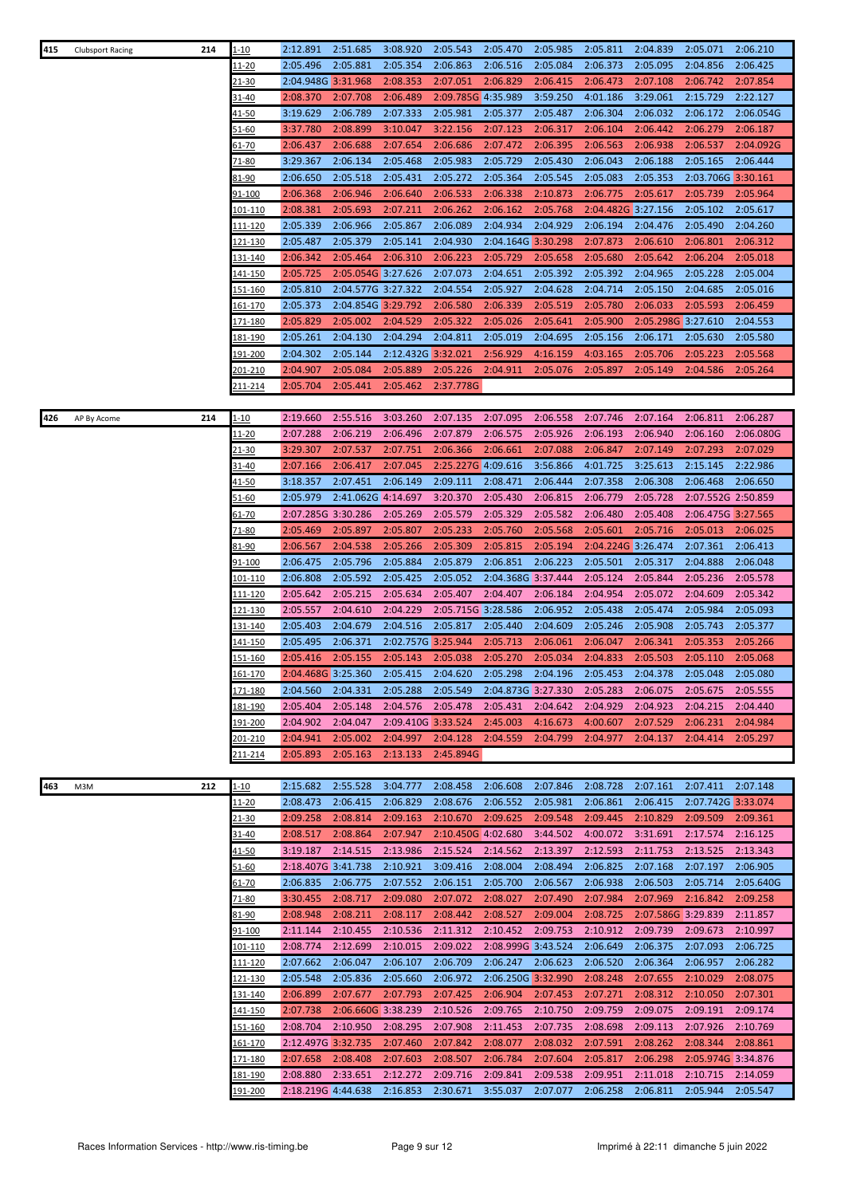| 415 | Clubsport Racing | 214 | 1-10 | 2:12.891 | 2:51.685 | 3:08.920 | 2:05.543 | 2:05.470 | 2:05.985 | 2:05.811 | 2:04.839 | 2:05.071 | 2:06.210 |
|---|---|---|---|---|---|---|---|---|---|---|---|---|---|
| | | | 11-20 | 2:05.496 | 2:05.881 | 2:05.354 | 2:06.863 | 2:06.516 | 2:05.084 | 2:06.373 | 2:05.095 | 2:04.856 | 2:06.425 |
| | | | 21-30 | 2:04.948G | 3:31.968 | 2:08.353 | 2:07.051 | 2:06.829 | 2:06.415 | 2:06.473 | 2:07.108 | 2:06.742 | 2:07.854 |
| | | | 31-40 | 2:08.370 | 2:07.708 | 2:06.489 | 2:09.785G | 4:35.989 | 3:59.250 | 4:01.186 | 3:29.061 | 2:15.729 | 2:22.127 |
| | | | 41-50 | 3:19.629 | 2:06.789 | 2:07.333 | 2:05.981 | 2:05.377 | 2:05.487 | 2:06.304 | 2:06.032 | 2:06.172 | 2:06.054G |
| | | | 51-60 | 3:37.780 | 2:08.899 | 3:10.047 | 3:22.156 | 2:07.123 | 2:06.317 | 2:06.104 | 2:06.442 | 2:06.279 | 2:06.187 |
| | | | 61-70 | 2:06.437 | 2:06.688 | 2:07.654 | 2:06.686 | 2:07.472 | 2:06.395 | 2:06.563 | 2:06.938 | 2:06.537 | 2:04.092G |
| | | | 71-80 | 3:29.367 | 2:06.134 | 2:05.468 | 2:05.983 | 2:05.729 | 2:05.430 | 2:06.043 | 2:06.188 | 2:05.165 | 2:06.444 |
| | | | 81-90 | 2:06.650 | 2:05.518 | 2:05.431 | 2:05.272 | 2:05.364 | 2:05.545 | 2:05.083 | 2:05.353 | 2:03.706G | 3:30.161 |
| | | | 91-100 | 2:06.368 | 2:06.946 | 2:06.640 | 2:06.533 | 2:06.338 | 2:10.873 | 2:06.775 | 2:05.617 | 2:05.739 | 2:05.964 |
| | | | 101-110 | 2:08.381 | 2:05.693 | 2:07.211 | 2:06.262 | 2:06.162 | 2:05.768 | 2:04.482G | 3:27.156 | 2:05.102 | 2:05.617 |
| | | | 111-120 | 2:05.339 | 2:06.966 | 2:05.867 | 2:06.089 | 2:04.934 | 2:04.929 | 2:06.194 | 2:04.476 | 2:05.490 | 2:04.260 |
| | | | 121-130 | 2:05.487 | 2:05.379 | 2:05.141 | 2:04.930 | 2:04.164G | 3:30.298 | 2:07.873 | 2:06.610 | 2:06.801 | 2:06.312 |
| | | | 131-140 | 2:06.342 | 2:05.464 | 2:06.310 | 2:06.223 | 2:05.729 | 2:05.658 | 2:05.680 | 2:05.642 | 2:06.204 | 2:05.018 |
| | | | 141-150 | 2:05.725 | 2:05.054G | 3:27.626 | 2:07.073 | 2:04.651 | 2:05.392 | 2:05.392 | 2:04.965 | 2:05.228 | 2:05.004 |
| | | | 151-160 | 2:05.810 | 2:04.577G | 3:27.322 | 2:04.554 | 2:05.927 | 2:04.628 | 2:04.714 | 2:05.150 | 2:04.685 | 2:05.016 |
| | | | 161-170 | 2:05.373 | 2:04.854G | 3:29.792 | 2:06.580 | 2:06.339 | 2:05.519 | 2:05.780 | 2:06.033 | 2:05.593 | 2:06.459 |
| | | | 171-180 | 2:05.829 | 2:05.002 | 2:04.529 | 2:05.322 | 2:05.026 | 2:05.641 | 2:05.900 | 2:05.298G | 3:27.610 | 2:04.553 |
| | | | 181-190 | 2:05.261 | 2:04.130 | 2:04.294 | 2:04.811 | 2:05.019 | 2:04.695 | 2:05.156 | 2:06.171 | 2:05.630 | 2:05.580 |
| | | | 191-200 | 2:04.302 | 2:05.144 | 2:12.432G | 3:32.021 | 2:56.929 | 4:16.159 | 4:03.165 | 2:05.706 | 2:05.223 | 2:05.568 |
| | | | 201-210 | 2:04.907 | 2:05.084 | 2:05.889 | 2:05.226 | 2:04.911 | 2:05.076 | 2:05.897 | 2:05.149 | 2:04.586 | 2:05.264 |
| | | | 211-214 | 2:05.704 | 2:05.441 | 2:05.462 | 2:37.778G | | | | | | |

| 426 | AP By Acome | 214 | 1-10 | 2:19.660 | 2:55.516 | 3:03.260 | 2:07.135 | 2:07.095 | 2:06.558 | 2:07.746 | 2:07.164 | 2:06.811 | 2:06.287 |
|---|---|---|---|---|---|---|---|---|---|---|---|---|---|
| | | | 11-20 | 2:07.288 | 2:06.219 | 2:06.496 | 2:07.879 | 2:06.575 | 2:05.926 | 2:06.193 | 2:06.940 | 2:06.160 | 2:06.080G |
| | | | 21-30 | 3:29.307 | 2:07.537 | 2:07.751 | 2:06.366 | 2:06.661 | 2:07.088 | 2:06.847 | 2:07.149 | 2:07.293 | 2:07.029 |
| | | | 31-40 | 2:07.166 | 2:06.417 | 2:07.045 | 2:25.227G | 4:09.616 | 3:56.866 | 4:01.725 | 3:25.613 | 2:15.145 | 2:22.986 |
| | | | 41-50 | 3:18.357 | 2:07.451 | 2:06.149 | 2:09.111 | 2:08.471 | 2:06.444 | 2:07.358 | 2:06.308 | 2:06.468 | 2:06.650 |
| | | | 51-60 | 2:05.979 | 2:41.062G | 4:14.697 | 3:20.370 | 2:05.430 | 2:06.815 | 2:06.779 | 2:05.728 | 2:07.552G | 2:50.859 |
| | | | 61-70 | 2:07.285G | 3:30.286 | 2:05.269 | 2:05.579 | 2:05.329 | 2:05.582 | 2:06.480 | 2:05.408 | 2:06.475G | 3:27.565 |
| | | | 71-80 | 2:05.469 | 2:05.897 | 2:05.807 | 2:05.233 | 2:05.760 | 2:05.568 | 2:05.601 | 2:05.716 | 2:05.013 | 2:06.025 |
| | | | 81-90 | 2:06.567 | 2:04.538 | 2:05.266 | 2:05.309 | 2:05.815 | 2:05.194 | 2:04.224G | 3:26.474 | 2:07.361 | 2:06.413 |
| | | | 91-100 | 2:06.475 | 2:05.796 | 2:05.884 | 2:05.879 | 2:06.851 | 2:06.223 | 2:05.501 | 2:05.317 | 2:04.888 | 2:06.048 |
| | | | 101-110 | 2:06.808 | 2:05.592 | 2:05.425 | 2:05.052 | 2:04.368G | 3:37.444 | 2:05.124 | 2:05.844 | 2:05.236 | 2:05.578 |
| | | | 111-120 | 2:05.642 | 2:05.215 | 2:05.634 | 2:05.407 | 2:04.407 | 2:06.184 | 2:04.954 | 2:05.072 | 2:04.609 | 2:05.342 |
| | | | 121-130 | 2:05.557 | 2:04.610 | 2:04.229 | 2:05.715G | 3:28.586 | 2:06.952 | 2:05.438 | 2:05.474 | 2:05.984 | 2:05.093 |
| | | | 131-140 | 2:05.403 | 2:04.679 | 2:04.516 | 2:05.817 | 2:05.440 | 2:04.609 | 2:05.246 | 2:05.908 | 2:05.743 | 2:05.377 |
| | | | 141-150 | 2:05.495 | 2:06.371 | 2:02.757G | 3:25.944 | 2:05.713 | 2:06.061 | 2:06.047 | 2:06.341 | 2:05.353 | 2:05.266 |
| | | | 151-160 | 2:05.416 | 2:05.155 | 2:05.143 | 2:05.038 | 2:05.270 | 2:05.034 | 2:04.833 | 2:05.503 | 2:05.110 | 2:05.068 |
| | | | 161-170 | 2:04.468G | 3:25.360 | 2:05.415 | 2:04.620 | 2:05.298 | 2:04.196 | 2:05.453 | 2:04.378 | 2:05.048 | 2:05.080 |
| | | | 171-180 | 2:04.560 | 2:04.331 | 2:05.288 | 2:05.549 | 2:04.873G | 3:27.330 | 2:05.283 | 2:06.075 | 2:05.675 | 2:05.555 |
| | | | 181-190 | 2:05.404 | 2:05.148 | 2:04.576 | 2:05.478 | 2:05.431 | 2:04.642 | 2:04.929 | 2:04.923 | 2:04.215 | 2:04.440 |
| | | | 191-200 | 2:04.902 | 2:04.047 | 2:09.410G | 3:33.524 | 2:45.003 | 4:16.673 | 4:00.607 | 2:07.529 | 2:06.231 | 2:04.984 |
| | | | 201-210 | 2:04.941 | 2:05.002 | 2:04.997 | 2:04.128 | 2:04.559 | 2:04.799 | 2:04.977 | 2:04.137 | 2:04.414 | 2:05.297 |
| | | | 211-214 | 2:05.893 | 2:05.163 | 2:13.133 | 2:45.894G | | | | | | |

| 463 | M3M | 212 | 1-10 | 2:15.682 | 2:55.528 | 3:04.777 | 2:08.458 | 2:06.608 | 2:07.846 | 2:08.728 | 2:07.161 | 2:07.411 | 2:07.148 |
|---|---|---|---|---|---|---|---|---|---|---|---|---|---|
| | | | 11-20 | 2:08.473 | 2:06.415 | 2:06.829 | 2:08.676 | 2:06.552 | 2:05.981 | 2:06.861 | 2:06.415 | 2:07.742G | 3:33.074 |
| | | | 21-30 | 2:09.258 | 2:08.814 | 2:09.163 | 2:10.670 | 2:09.625 | 2:09.548 | 2:09.445 | 2:10.829 | 2:09.509 | 2:09.361 |
| | | | 31-40 | 2:08.517 | 2:08.864 | 2:07.947 | 2:10.450G | 4:02.680 | 3:44.502 | 4:00.072 | 3:31.691 | 2:17.574 | 2:16.125 |
| | | | 41-50 | 3:19.187 | 2:14.515 | 2:13.986 | 2:15.524 | 2:14.562 | 2:13.397 | 2:12.593 | 2:11.753 | 2:13.525 | 2:13.343 |
| | | | 51-60 | 2:18.407G | 3:41.738 | 2:10.921 | 3:09.416 | 2:08.004 | 2:08.494 | 2:06.825 | 2:07.168 | 2:07.197 | 2:06.905 |
| | | | 61-70 | 2:06.835 | 2:06.775 | 2:07.552 | 2:06.151 | 2:05.700 | 2:06.567 | 2:06.938 | 2:06.503 | 2:05.714 | 2:05.640G |
| | | | 71-80 | 3:30.455 | 2:08.717 | 2:09.080 | 2:07.072 | 2:08.027 | 2:07.490 | 2:07.984 | 2:07.969 | 2:16.842 | 2:09.258 |
| | | | 81-90 | 2:08.948 | 2:08.211 | 2:08.117 | 2:08.442 | 2:08.527 | 2:09.004 | 2:08.725 | 2:07.586G | 3:29.839 | 2:11.857 |
| | | | 91-100 | 2:11.144 | 2:10.455 | 2:10.536 | 2:11.312 | 2:10.452 | 2:09.753 | 2:10.912 | 2:09.739 | 2:09.673 | 2:10.997 |
| | | | 101-110 | 2:08.774 | 2:12.699 | 2:10.015 | 2:09.022 | 2:08.999G | 3:43.524 | 2:06.649 | 2:06.375 | 2:07.093 | 2:06.725 |
| | | | 111-120 | 2:07.662 | 2:06.047 | 2:06.107 | 2:06.709 | 2:06.247 | 2:06.623 | 2:06.520 | 2:06.364 | 2:06.957 | 2:06.282 |
| | | | 121-130 | 2:05.548 | 2:05.836 | 2:05.660 | 2:06.972 | 2:06.250G | 3:32.990 | 2:08.248 | 2:07.655 | 2:10.029 | 2:08.075 |
| | | | 131-140 | 2:06.899 | 2:07.677 | 2:07.793 | 2:07.425 | 2:06.904 | 2:07.453 | 2:07.271 | 2:08.312 | 2:10.050 | 2:07.301 |
| | | | 141-150 | 2:07.738 | 2:06.660G | 3:38.239 | 2:10.526 | 2:09.765 | 2:10.750 | 2:09.759 | 2:09.075 | 2:09.191 | 2:09.174 |
| | | | 151-160 | 2:08.704 | 2:10.950 | 2:08.295 | 2:07.908 | 2:11.453 | 2:07.735 | 2:08.698 | 2:09.113 | 2:07.926 | 2:10.769 |
| | | | 161-170 | 2:12.497G | 3:32.735 | 2:07.460 | 2:07.842 | 2:08.077 | 2:08.032 | 2:07.591 | 2:08.262 | 2:08.344 | 2:08.861 |
| | | | 171-180 | 2:07.658 | 2:08.408 | 2:07.603 | 2:08.507 | 2:06.784 | 2:07.604 | 2:05.817 | 2:06.298 | 2:05.974G | 3:34.876 |
| | | | 181-190 | 2:08.880 | 2:33.651 | 2:12.272 | 2:09.716 | 2:09.841 | 2:09.538 | 2:09.951 | 2:11.018 | 2:10.715 | 2:14.059 |
| | | | 191-200 | 2:18.219G | 4:44.638 | 2:16.853 | 2:30.671 | 3:55.037 | 2:07.077 | 2:06.258 | 2:06.811 | 2:05.944 | 2:05.547 |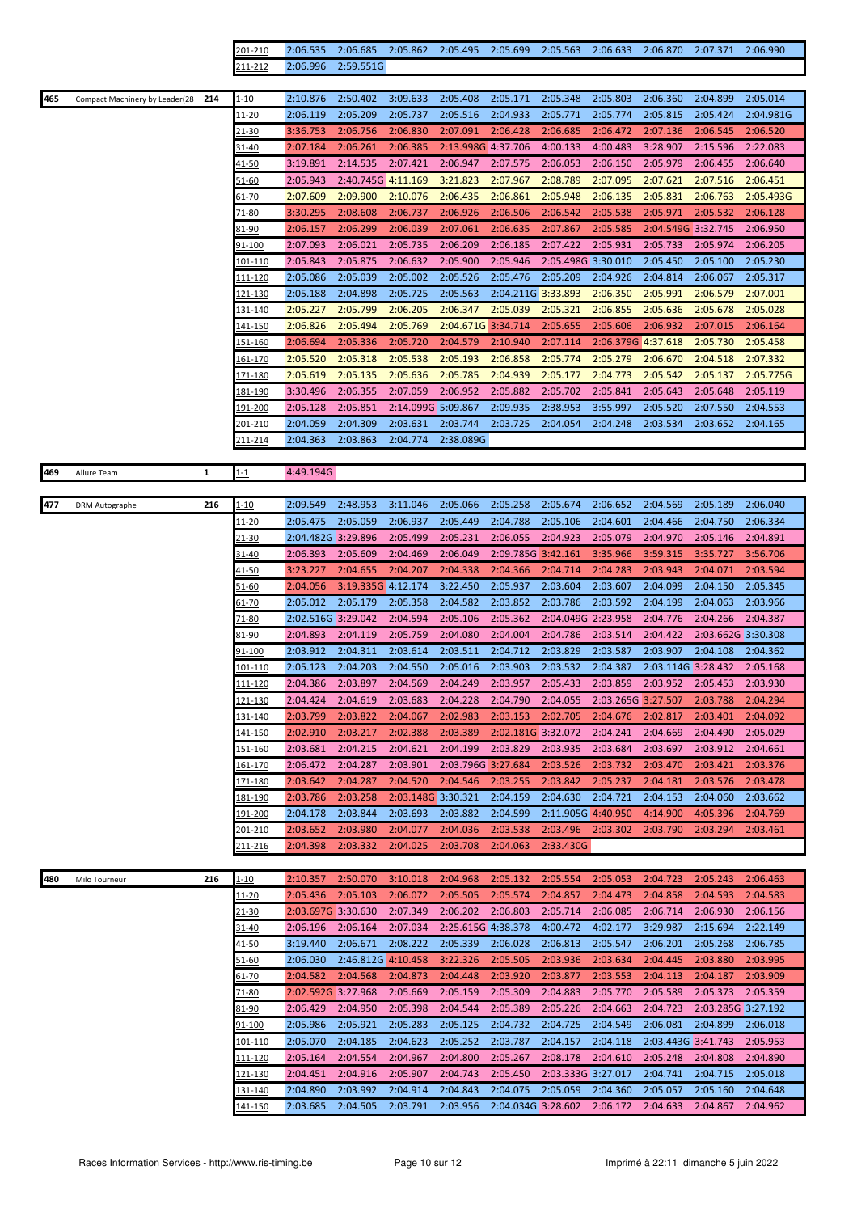| | | | Laps | 1 | 2 | 3 | 4 | 5 | 6 | 7 | 8 | 9 | 10 |
|---|---|---|---|---|---|---|---|---|---|---|---|---|---|
| | | | 201-210 | 2:06.535 | 2:06.685 | 2:05.862 | 2:05.495 | 2:05.699 | 2:05.563 | 2:06.633 | 2:06.870 | 2:07.371 | 2:06.990 |
| | | | 211-212 | 2:06.996 | 2:59.551G | | | | | | | | |
| 465 | Compact Machinery by Leader(28 | 214 | 1-10 | 2:10.876 | 2:50.402 | 3:09.633 | 2:05.408 | 2:05.171 | 2:05.348 | 2:05.803 | 2:06.360 | 2:04.899 | 2:05.014 |
| | | | 11-20 | 2:06.119 | 2:05.209 | 2:05.737 | 2:05.516 | 2:04.933 | 2:05.771 | 2:05.774 | 2:05.815 | 2:05.424 | 2:04.981G |
| | | | 21-30 | 3:36.753 | 2:06.756 | 2:06.830 | 2:07.091 | 2:06.428 | 2:06.685 | 2:06.472 | 2:07.136 | 2:06.545 | 2:06.520 |
| | | | 31-40 | 2:07.184 | 2:06.261 | 2:06.385 | 2:13.998G | 4:37.706 | 4:00.133 | 4:00.483 | 3:28.907 | 2:15.596 | 2:22.083 |
| | | | 41-50 | 3:19.891 | 2:14.535 | 2:07.421 | 2:06.947 | 2:07.575 | 2:06.053 | 2:06.150 | 2:05.979 | 2:06.455 | 2:06.640 |
| | | | 51-60 | 2:05.943 | 2:40.745G | 4:11.169 | 3:21.823 | 2:07.967 | 2:08.789 | 2:07.095 | 2:07.621 | 2:07.516 | 2:06.451 |
| | | | 61-70 | 2:07.609 | 2:09.900 | 2:10.076 | 2:06.435 | 2:06.861 | 2:05.948 | 2:06.135 | 2:05.831 | 2:06.763 | 2:05.493G |
| | | | 71-80 | 3:30.295 | 2:08.608 | 2:06.737 | 2:06.926 | 2:06.506 | 2:06.542 | 2:05.538 | 2:05.971 | 2:05.532 | 2:06.128 |
| | | | 81-90 | 2:06.157 | 2:06.299 | 2:06.039 | 2:07.061 | 2:06.635 | 2:07.867 | 2:05.585 | 2:04.549G | 3:32.745 | 2:06.950 |
| | | | 91-100 | 2:07.093 | 2:06.021 | 2:05.735 | 2:06.209 | 2:06.185 | 2:07.422 | 2:05.931 | 2:05.733 | 2:05.974 | 2:06.205 |
| | | | 101-110 | 2:05.843 | 2:05.875 | 2:06.632 | 2:05.900 | 2:05.946 | 2:05.498G | 3:30.010 | 2:05.450 | 2:05.100 | 2:05.230 |
| | | | 111-120 | 2:05.086 | 2:05.039 | 2:05.002 | 2:05.526 | 2:05.476 | 2:05.209 | 2:04.926 | 2:04.814 | 2:06.067 | 2:05.317 |
| | | | 121-130 | 2:05.188 | 2:04.898 | 2:05.725 | 2:05.563 | 2:04.211G | 3:33.893 | 2:06.350 | 2:05.991 | 2:06.579 | 2:07.001 |
| | | | 131-140 | 2:05.227 | 2:05.799 | 2:06.205 | 2:06.347 | 2:05.039 | 2:05.321 | 2:06.855 | 2:05.636 | 2:05.678 | 2:05.028 |
| | | | 141-150 | 2:06.826 | 2:05.494 | 2:05.769 | 2:04.671G | 3:34.714 | 2:05.655 | 2:05.606 | 2:06.932 | 2:07.015 | 2:06.164 |
| | | | 151-160 | 2:06.694 | 2:05.336 | 2:05.720 | 2:04.579 | 2:10.940 | 2:07.114 | 2:06.379G | 4:37.618 | 2:05.730 | 2:05.458 |
| | | | 161-170 | 2:05.520 | 2:05.318 | 2:05.538 | 2:05.193 | 2:06.858 | 2:05.774 | 2:05.279 | 2:06.670 | 2:04.518 | 2:07.332 |
| | | | 171-180 | 2:05.619 | 2:05.135 | 2:05.636 | 2:05.785 | 2:04.939 | 2:05.177 | 2:04.773 | 2:05.542 | 2:05.137 | 2:05.775G |
| | | | 181-190 | 3:30.496 | 2:06.355 | 2:07.059 | 2:06.952 | 2:05.882 | 2:05.702 | 2:05.841 | 2:05.643 | 2:05.648 | 2:05.119 |
| | | | 191-200 | 2:05.128 | 2:05.851 | 2:14.099G | 5:09.867 | 2:09.935 | 2:38.953 | 3:55.997 | 2:05.520 | 2:07.550 | 2:04.553 |
| | | | 201-210 | 2:04.059 | 2:04.309 | 2:03.631 | 2:03.744 | 2:03.725 | 2:04.054 | 2:04.248 | 2:03.534 | 2:03.652 | 2:04.165 |
| | | | 211-214 | 2:04.363 | 2:03.863 | 2:04.774 | 2:38.089G | | | | | | |
| 469 | Allure Team | 1 | 1-1 | 4:49.194G | | | | | | | | | |
| 477 | DRM Autographe | 216 | 1-10 | 2:09.549 | 2:48.953 | 3:11.046 | 2:05.066 | 2:05.258 | 2:05.674 | 2:06.652 | 2:04.569 | 2:05.189 | 2:06.040 |
| | | | 11-20 | 2:05.475 | 2:05.059 | 2:06.937 | 2:05.449 | 2:04.788 | 2:05.106 | 2:04.601 | 2:04.466 | 2:04.750 | 2:06.334 |
| | | | 21-30 | 2:04.482G | 3:29.896 | 2:05.499 | 2:05.231 | 2:06.055 | 2:04.923 | 2:05.079 | 2:04.970 | 2:05.146 | 2:04.891 |
| | | | 31-40 | 2:06.393 | 2:05.609 | 2:04.469 | 2:06.049 | 2:09.785G | 3:42.161 | 3:35.966 | 3:59.315 | 3:35.727 | 3:56.706 |
| | | | 41-50 | 3:23.227 | 2:04.655 | 2:04.207 | 2:04.338 | 2:04.366 | 2:04.714 | 2:04.283 | 2:03.943 | 2:04.071 | 2:03.594 |
| | | | 51-60 | 2:04.056 | 3:19.335G | 4:12.174 | 3:22.450 | 2:05.937 | 2:03.604 | 2:03.607 | 2:04.099 | 2:04.150 | 2:05.345 |
| | | | 61-70 | 2:05.012 | 2:05.179 | 2:05.358 | 2:04.582 | 2:03.852 | 2:03.786 | 2:03.592 | 2:04.199 | 2:04.063 | 2:03.966 |
| | | | 71-80 | 2:02.516G | 3:29.042 | 2:04.594 | 2:05.106 | 2:05.362 | 2:04.049G | 2:23.958 | 2:04.776 | 2:04.266 | 2:04.387 |
| | | | 81-90 | 2:04.893 | 2:04.119 | 2:05.759 | 2:04.080 | 2:04.004 | 2:04.786 | 2:03.514 | 2:04.422 | 2:03.662G | 3:30.308 |
| | | | 91-100 | 2:03.912 | 2:04.311 | 2:03.614 | 2:03.511 | 2:04.712 | 2:03.829 | 2:03.587 | 2:03.907 | 2:04.108 | 2:04.362 |
| | | | 101-110 | 2:05.123 | 2:04.203 | 2:04.550 | 2:05.016 | 2:03.903 | 2:03.532 | 2:04.387 | 2:03.114G | 3:28.432 | 2:05.168 |
| | | | 111-120 | 2:04.386 | 2:03.897 | 2:04.569 | 2:04.249 | 2:03.957 | 2:05.433 | 2:03.859 | 2:03.952 | 2:05.453 | 2:03.930 |
| | | | 121-130 | 2:04.424 | 2:04.619 | 2:03.683 | 2:04.228 | 2:04.790 | 2:04.055 | 2:03.265G | 3:27.507 | 2:03.788 | 2:04.294 |
| | | | 131-140 | 2:03.799 | 2:03.822 | 2:04.067 | 2:02.983 | 2:03.153 | 2:02.705 | 2:04.676 | 2:02.817 | 2:03.401 | 2:04.092 |
| | | | 141-150 | 2:02.910 | 2:03.217 | 2:02.388 | 2:03.389 | 2:02.181G | 3:32.072 | 2:04.241 | 2:04.669 | 2:04.490 | 2:05.029 |
| | | | 151-160 | 2:03.681 | 2:04.215 | 2:04.621 | 2:04.199 | 2:03.829 | 2:03.935 | 2:03.684 | 2:03.697 | 2:03.912 | 2:04.661 |
| | | | 161-170 | 2:06.472 | 2:04.287 | 2:03.901 | 2:03.796G | 3:27.684 | 2:03.526 | 2:03.732 | 2:03.470 | 2:03.421 | 2:03.376 |
| | | | 171-180 | 2:03.642 | 2:04.287 | 2:04.520 | 2:04.546 | 2:03.255 | 2:03.842 | 2:05.237 | 2:04.181 | 2:03.576 | 2:03.478 |
| | | | 181-190 | 2:03.786 | 2:03.258 | 2:03.148G | 3:30.321 | 2:04.159 | 2:04.630 | 2:04.721 | 2:04.153 | 2:04.060 | 2:03.662 |
| | | | 191-200 | 2:04.178 | 2:03.844 | 2:03.693 | 2:03.882 | 2:04.599 | 2:11.905G | 4:40.950 | 4:14.900 | 4:05.396 | 2:04.769 |
| | | | 201-210 | 2:03.652 | 2:03.980 | 2:04.077 | 2:04.036 | 2:03.538 | 2:03.496 | 2:03.302 | 2:03.790 | 2:03.294 | 2:03.461 |
| | | | 211-216 | 2:04.398 | 2:03.332 | 2:04.025 | 2:03.708 | 2:04.063 | 2:33.430G | | | | |
| 480 | Milo Tourneur | 216 | 1-10 | 2:10.357 | 2:50.070 | 3:10.018 | 2:04.968 | 2:05.132 | 2:05.554 | 2:05.053 | 2:04.723 | 2:05.243 | 2:06.463 |
| | | | 11-20 | 2:05.436 | 2:05.103 | 2:06.072 | 2:05.505 | 2:05.574 | 2:04.857 | 2:04.473 | 2:04.858 | 2:04.593 | 2:04.583 |
| | | | 21-30 | 2:03.697G | 3:30.630 | 2:07.349 | 2:06.202 | 2:06.803 | 2:05.714 | 2:06.085 | 2:06.714 | 2:06.930 | 2:06.156 |
| | | | 31-40 | 2:06.196 | 2:06.164 | 2:07.034 | 2:25.615G | 4:38.378 | 4:00.472 | 4:02.177 | 3:29.987 | 2:15.694 | 2:22.149 |
| | | | 41-50 | 3:19.440 | 2:06.671 | 2:08.222 | 2:05.339 | 2:06.028 | 2:06.813 | 2:05.547 | 2:06.201 | 2:05.268 | 2:06.785 |
| | | | 51-60 | 2:06.030 | 2:46.812G | 4:10.458 | 3:22.326 | 2:05.505 | 2:03.936 | 2:03.634 | 2:04.445 | 2:03.880 | 2:03.995 |
| | | | 61-70 | 2:04.582 | 2:04.568 | 2:04.873 | 2:04.448 | 2:03.920 | 2:03.877 | 2:03.553 | 2:04.113 | 2:04.187 | 2:03.909 |
| | | | 71-80 | 2:02.592G | 3:27.968 | 2:05.669 | 2:05.159 | 2:05.309 | 2:04.883 | 2:05.770 | 2:05.589 | 2:05.373 | 2:05.359 |
| | | | 81-90 | 2:06.429 | 2:04.950 | 2:05.398 | 2:04.544 | 2:05.389 | 2:05.226 | 2:04.663 | 2:04.723 | 2:03.285G | 3:27.192 |
| | | | 91-100 | 2:05.986 | 2:05.921 | 2:05.283 | 2:05.125 | 2:04.732 | 2:04.725 | 2:04.549 | 2:06.081 | 2:04.899 | 2:06.018 |
| | | | 101-110 | 2:05.070 | 2:04.185 | 2:04.623 | 2:05.252 | 2:03.787 | 2:04.157 | 2:04.118 | 2:03.443G | 3:41.743 | 2:05.953 |
| | | | 111-120 | 2:05.164 | 2:04.554 | 2:04.967 | 2:04.800 | 2:05.267 | 2:08.178 | 2:04.610 | 2:05.248 | 2:04.808 | 2:04.890 |
| | | | 121-130 | 2:04.451 | 2:04.916 | 2:05.907 | 2:04.743 | 2:05.450 | 2:03.333G | 3:27.017 | 2:04.741 | 2:04.715 | 2:05.018 |
| | | | 131-140 | 2:04.890 | 2:03.992 | 2:04.914 | 2:04.843 | 2:04.075 | 2:05.059 | 2:04.360 | 2:05.057 | 2:05.160 | 2:04.648 |
| | | | 141-150 | 2:03.685 | 2:04.505 | 2:03.791 | 2:03.956 | 2:04.034G | 3:28.602 | 2:06.172 | 2:04.633 | 2:04.867 | 2:04.962 |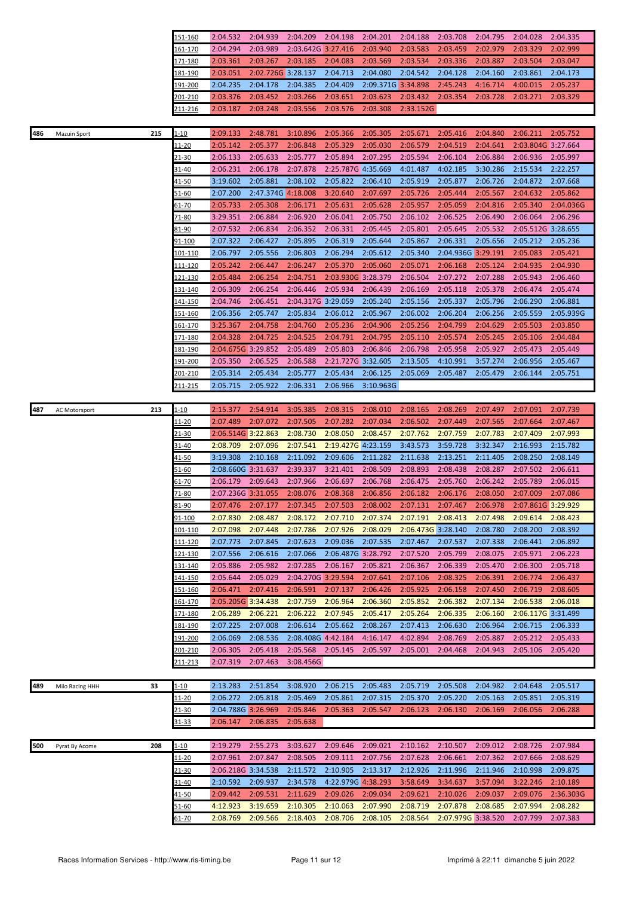| | | | | | | | | | | | | | |
|---|---|---|---|---|---|---|---|---|---|---|---|---|---|
| | | | 151-160 | 2:04.532 | 2:04.939 | 2:04.209 | 2:04.198 | 2:04.201 | 2:04.188 | 2:03.708 | 2:04.795 | 2:04.028 | 2:04.335 |
| | | | 161-170 | 2:04.294 | 2:03.989 | 2:03.642G | 3:27.416 | 2:03.940 | 2:03.583 | 2:03.459 | 2:02.979 | 2:03.329 | 2:02.999 |
| | | | 171-180 | 2:03.361 | 2:03.267 | 2:03.185 | 2:04.083 | 2:03.569 | 2:03.534 | 2:03.336 | 2:03.887 | 2:03.504 | 2:03.047 |
| | | | 181-190 | 2:03.051 | 2:02.726G | 3:28.137 | 2:04.713 | 2:04.080 | 2:04.542 | 2:04.128 | 2:04.160 | 2:03.861 | 2:04.173 |
| | | | 191-200 | 2:04.235 | 2:04.178 | 2:04.385 | 2:04.409 | 2:09.371G | 3:34.898 | 2:45.243 | 4:16.714 | 4:00.015 | 2:05.237 |
| | | | 201-210 | 2:03.376 | 2:03.452 | 2:03.266 | 2:03.651 | 2:03.623 | 2:03.432 | 2:03.354 | 2:03.728 | 2:03.271 | 2:03.329 |
| | | | 211-216 | 2:03.187 | 2:03.248 | 2:03.556 | 2:03.576 | 2:03.308 | 2:33.152G | | | | |

| | | | | | | | | | | | | | |
|---|---|---|---|---|---|---|---|---|---|---|---|---|---|
| 486 | Mazuin Sport | 215 | 1-10 | 2:09.133 | 2:48.781 | 3:10.896 | 2:05.366 | 2:05.305 | 2:05.671 | 2:05.416 | 2:04.840 | 2:06.211 | 2:05.752 |
| | | | 11-20 | 2:05.142 | 2:05.377 | 2:06.848 | 2:05.329 | 2:05.030 | 2:06.579 | 2:04.519 | 2:04.641 | 2:03.804G | 3:27.664 |
| | | | 21-30 | 2:06.133 | 2:05.633 | 2:05.777 | 2:05.894 | 2:07.295 | 2:05.594 | 2:06.104 | 2:06.884 | 2:06.936 | 2:05.997 |
| | | | 31-40 | 2:06.231 | 2:06.178 | 2:07.878 | 2:25.787G | 4:35.669 | 4:01.487 | 4:02.185 | 3:30.286 | 2:15.534 | 2:22.257 |
| | | | 41-50 | 3:19.602 | 2:05.881 | 2:08.102 | 2:05.822 | 2:06.410 | 2:05.919 | 2:05.877 | 2:06.726 | 2:04.872 | 2:07.668 |
| | | | 51-60 | 2:07.200 | 2:47.374G | 4:18.008 | 3:20.640 | 2:07.697 | 2:05.726 | 2:05.444 | 2:05.567 | 2:04.632 | 2:05.862 |
| | | | 61-70 | 2:05.733 | 2:05.308 | 2:06.171 | 2:05.631 | 2:05.628 | 2:05.957 | 2:05.059 | 2:04.816 | 2:05.340 | 2:04.036G |
| | | | 71-80 | 3:29.351 | 2:06.884 | 2:06.920 | 2:06.041 | 2:05.750 | 2:06.102 | 2:06.525 | 2:06.490 | 2:06.064 | 2:06.296 |
| | | | 81-90 | 2:07.532 | 2:06.834 | 2:06.352 | 2:06.331 | 2:05.445 | 2:05.801 | 2:05.645 | 2:05.532 | 2:05.512G | 3:28.655 |
| | | | 91-100 | 2:07.322 | 2:06.427 | 2:05.895 | 2:06.319 | 2:05.644 | 2:05.867 | 2:06.331 | 2:05.656 | 2:05.212 | 2:05.236 |
| | | | 101-110 | 2:06.797 | 2:05.556 | 2:06.803 | 2:06.294 | 2:05.612 | 2:05.340 | 2:04.936G | 3:29.191 | 2:05.083 | 2:05.421 |
| | | | 111-120 | 2:05.242 | 2:06.447 | 2:06.247 | 2:05.370 | 2:05.060 | 2:05.071 | 2:06.168 | 2:05.124 | 2:04.935 | 2:04.930 |
| | | | 121-130 | 2:05.484 | 2:06.254 | 2:04.751 | 2:03.930G | 3:28.379 | 2:06.504 | 2:07.272 | 2:07.288 | 2:05.943 | 2:06.460 |
| | | | 131-140 | 2:06.309 | 2:06.254 | 2:06.446 | 2:05.934 | 2:06.439 | 2:06.169 | 2:05.118 | 2:05.378 | 2:06.474 | 2:05.474 |
| | | | 141-150 | 2:04.746 | 2:06.451 | 2:04.317G | 3:29.059 | 2:05.240 | 2:05.156 | 2:05.337 | 2:05.796 | 2:06.290 | 2:06.881 |
| | | | 151-160 | 2:06.356 | 2:05.747 | 2:05.834 | 2:06.012 | 2:05.967 | 2:06.002 | 2:06.204 | 2:06.256 | 2:05.559 | 2:05.939G |
| | | | 161-170 | 3:25.367 | 2:04.758 | 2:04.760 | 2:05.236 | 2:04.906 | 2:05.256 | 2:04.799 | 2:04.629 | 2:05.503 | 2:03.850 |
| | | | 171-180 | 2:04.328 | 2:04.725 | 2:04.525 | 2:04.791 | 2:04.795 | 2:05.110 | 2:05.574 | 2:05.245 | 2:05.106 | 2:04.484 |
| | | | 181-190 | 2:04.675G | 3:29.852 | 2:05.489 | 2:05.803 | 2:06.846 | 2:06.798 | 2:05.958 | 2:05.927 | 2:05.473 | 2:05.449 |
| | | | 191-200 | 2:05.350 | 2:06.525 | 2:06.588 | 2:21.727G | 3:32.605 | 2:13.505 | 4:10.991 | 3:57.274 | 2:06.956 | 2:05.467 |
| | | | 201-210 | 2:05.314 | 2:05.434 | 2:05.777 | 2:05.434 | 2:06.125 | 2:05.069 | 2:05.487 | 2:05.479 | 2:06.144 | 2:05.751 |
| | | | 211-215 | 2:05.715 | 2:05.922 | 2:06.331 | 2:06.966 | 3:10.963G | | | | | |

| | | | | | | | | | | | | | |
|---|---|---|---|---|---|---|---|---|---|---|---|---|---|
| 487 | AC Motorsport | 213 | 1-10 | 2:15.377 | 2:54.914 | 3:05.385 | 2:08.315 | 2:08.010 | 2:08.165 | 2:08.269 | 2:07.497 | 2:07.091 | 2:07.739 |
| | | | 11-20 | 2:07.489 | 2:07.072 | 2:07.505 | 2:07.282 | 2:07.034 | 2:06.502 | 2:07.449 | 2:07.565 | 2:07.664 | 2:07.467 |
| | | | 21-30 | 2:06.514G | 3:22.863 | 2:08.730 | 2:08.050 | 2:08.457 | 2:07.762 | 2:07.759 | 2:07.783 | 2:07.409 | 2:07.993 |
| | | | 31-40 | 2:08.709 | 2:07.096 | 2:07.541 | 2:19.427G | 4:23.159 | 3:43.573 | 3:59.728 | 3:32.347 | 2:16.993 | 2:15.782 |
| | | | 41-50 | 3:19.308 | 2:10.168 | 2:11.092 | 2:09.606 | 2:11.282 | 2:11.638 | 2:13.251 | 2:11.405 | 2:08.250 | 2:08.149 |
| | | | 51-60 | 2:08.660G | 3:31.637 | 2:39.337 | 3:21.401 | 2:08.509 | 2:08.893 | 2:08.438 | 2:08.287 | 2:07.502 | 2:06.611 |
| | | | 61-70 | 2:06.179 | 2:09.643 | 2:07.966 | 2:06.697 | 2:06.768 | 2:06.475 | 2:05.760 | 2:06.242 | 2:05.789 | 2:06.015 |
| | | | 71-80 | 2:07.236G | 3:31.055 | 2:08.076 | 2:08.368 | 2:06.856 | 2:06.182 | 2:06.176 | 2:08.050 | 2:07.009 | 2:07.086 |
| | | | 81-90 | 2:07.476 | 2:07.177 | 2:07.345 | 2:07.503 | 2:08.002 | 2:07.131 | 2:07.467 | 2:06.978 | 2:07.861G | 3:29.929 |
| | | | 91-100 | 2:07.830 | 2:08.487 | 2:08.172 | 2:07.710 | 2:07.374 | 2:07.191 | 2:08.413 | 2:07.498 | 2:09.614 | 2:08.423 |
| | | | 101-110 | 2:07.098 | 2:07.448 | 2:07.786 | 2:07.926 | 2:08.029 | 2:06.473G | 3:28.140 | 2:08.780 | 2:08.200 | 2:08.392 |
| | | | 111-120 | 2:07.773 | 2:07.845 | 2:07.623 | 2:09.036 | 2:07.535 | 2:07.467 | 2:07.537 | 2:07.338 | 2:06.441 | 2:06.892 |
| | | | 121-130 | 2:07.556 | 2:06.616 | 2:07.066 | 2:06.487G | 3:28.792 | 2:07.520 | 2:05.799 | 2:08.075 | 2:05.971 | 2:06.223 |
| | | | 131-140 | 2:05.886 | 2:05.982 | 2:07.285 | 2:06.167 | 2:05.821 | 2:06.367 | 2:06.339 | 2:05.470 | 2:06.300 | 2:05.718 |
| | | | 141-150 | 2:05.644 | 2:05.029 | 2:04.270G | 3:29.594 | 2:07.641 | 2:07.106 | 2:08.325 | 2:06.391 | 2:06.774 | 2:06.437 |
| | | | 151-160 | 2:06.471 | 2:07.416 | 2:06.591 | 2:07.137 | 2:06.426 | 2:05.925 | 2:06.158 | 2:07.450 | 2:06.719 | 2:08.605 |
| | | | 161-170 | 2:05.205G | 3:34.438 | 2:07.759 | 2:06.964 | 2:06.360 | 2:05.852 | 2:06.382 | 2:07.134 | 2:06.538 | 2:06.018 |
| | | | 171-180 | 2:06.289 | 2:06.221 | 2:06.222 | 2:07.945 | 2:05.417 | 2:05.264 | 2:06.335 | 2:06.160 | 2:06.117G | 3:31.499 |
| | | | 181-190 | 2:07.225 | 2:07.008 | 2:06.614 | 2:05.662 | 2:08.267 | 2:07.413 | 2:06.630 | 2:06.964 | 2:06.715 | 2:06.333 |
| | | | 191-200 | 2:06.069 | 2:08.536 | 2:08.408G | 4:42.184 | 4:16.147 | 4:02.894 | 2:08.769 | 2:05.887 | 2:05.212 | 2:05.433 |
| | | | 201-210 | 2:06.305 | 2:05.418 | 2:05.568 | 2:05.145 | 2:05.597 | 2:05.001 | 2:04.468 | 2:04.943 | 2:05.106 | 2:05.420 |
| | | | 211-213 | 2:07.319 | 2:07.463 | 3:08.456G | | | | | | | |

| | | | | | | | | | | | | | |
|---|---|---|---|---|---|---|---|---|---|---|---|---|---|
| 489 | Milo Racing HHH | 33 | 1-10 | 2:13.283 | 2:51.854 | 3:08.920 | 2:06.215 | 2:05.483 | 2:05.719 | 2:05.508 | 2:04.982 | 2:04.648 | 2:05.517 |
| | | | 11-20 | 2:06.272 | 2:05.818 | 2:05.469 | 2:05.861 | 2:07.315 | 2:05.370 | 2:05.220 | 2:05.163 | 2:05.851 | 2:05.319 |
| | | | 21-30 | 2:04.788G | 3:26.969 | 2:05.846 | 2:05.363 | 2:05.547 | 2:06.123 | 2:06.130 | 2:06.169 | 2:06.056 | 2:06.288 |
| | | | 31-33 | 2:06.147 | 2:06.835 | 2:05.638 | | | | | | | |

| | | | | | | | | | | | | | |
|---|---|---|---|---|---|---|---|---|---|---|---|---|---|
| 500 | Pyrat By Acome | 208 | 1-10 | 2:19.279 | 2:55.273 | 3:03.627 | 2:09.646 | 2:09.021 | 2:10.162 | 2:10.507 | 2:09.012 | 2:08.726 | 2:07.984 |
| | | | 11-20 | 2:07.961 | 2:07.847 | 2:08.505 | 2:09.111 | 2:07.756 | 2:07.628 | 2:06.661 | 2:07.362 | 2:07.666 | 2:08.629 |
| | | | 21-30 | 2:06.218G | 3:34.538 | 2:11.572 | 2:10.905 | 2:13.317 | 2:12.926 | 2:11.996 | 2:11.946 | 2:10.998 | 2:09.875 |
| | | | 31-40 | 2:10.592 | 2:09.937 | 2:34.578 | 4:22.979G | 4:38.293 | 3:58.649 | 3:34.637 | 3:57.094 | 3:22.246 | 2:10.189 |
| | | | 41-50 | 2:09.442 | 2:09.531 | 2:11.629 | 2:09.026 | 2:09.034 | 2:09.621 | 2:10.026 | 2:09.037 | 2:09.076 | 2:36.303G |
| | | | 51-60 | 4:12.923 | 3:19.659 | 2:10.305 | 2:10.063 | 2:07.990 | 2:08.719 | 2:07.878 | 2:08.685 | 2:07.994 | 2:08.282 |
| | | | 61-70 | 2:08.769 | 2:09.566 | 2:18.403 | 2:08.706 | 2:08.105 | 2:08.564 | 2:07.979G | 3:38.520 | 2:07.799 | 2:07.383 |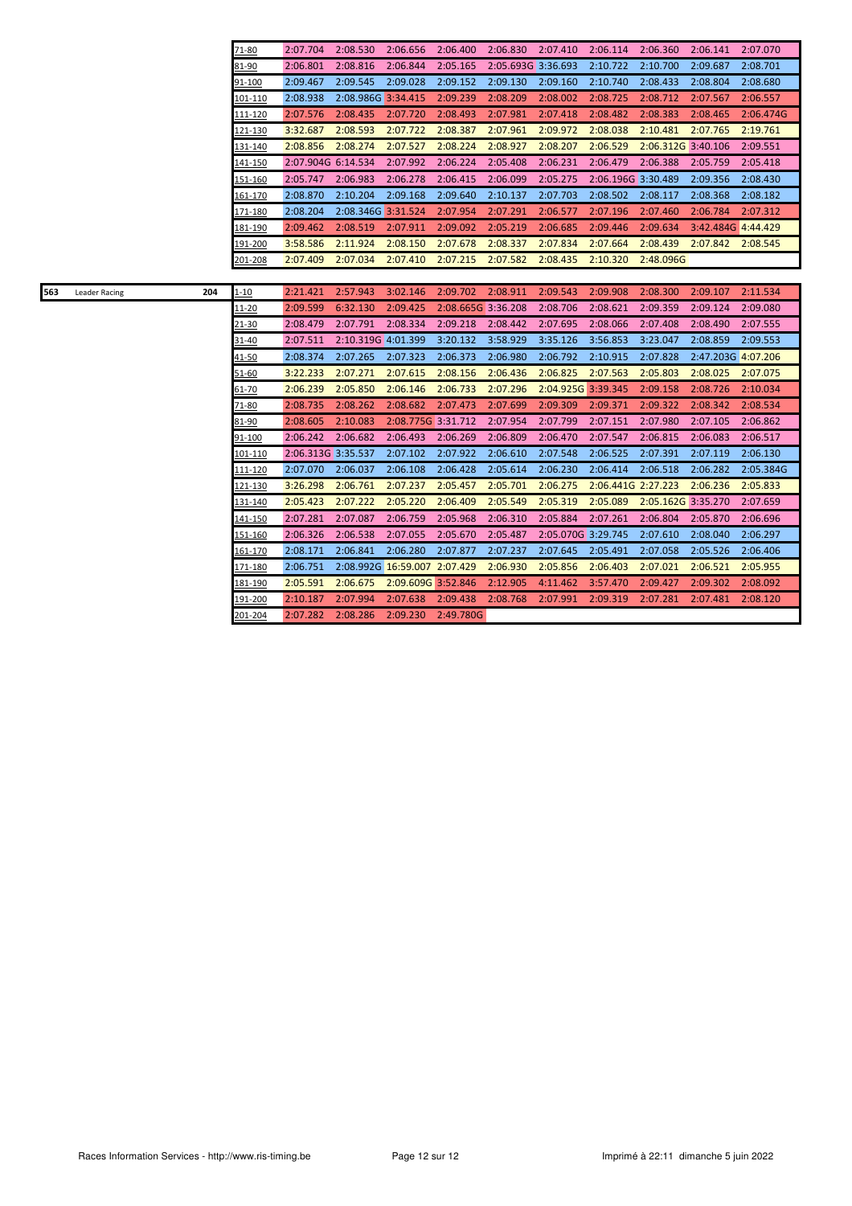| | | | | | | | | | | | | | |
|---|---|---|---|---|---|---|---|---|---|---|---|---|---|
| | | | 71-80 | 2:07.704 | 2:08.530 | 2:06.656 | 2:06.400 | 2:06.830 | 2:07.410 | 2:06.114 | 2:06.360 | 2:06.141 | 2:07.070 |
| | | | 81-90 | 2:06.801 | 2:08.816 | 2:06.844 | 2:05.165 | 2:05.693G | 3:36.693 | 2:10.722 | 2:10.700 | 2:09.687 | 2:08.701 |
| | | | 91-100 | 2:09.467 | 2:09.545 | 2:09.028 | 2:09.152 | 2:09.130 | 2:09.160 | 2:10.740 | 2:08.433 | 2:08.804 | 2:08.680 |
| | | | 101-110 | 2:08.938 | 2:08.986G | 3:34.415 | 2:09.239 | 2:08.209 | 2:08.002 | 2:08.725 | 2:08.712 | 2:07.567 | 2:06.557 |
| | | | 111-120 | 2:07.576 | 2:08.435 | 2:07.720 | 2:08.493 | 2:07.981 | 2:07.418 | 2:08.482 | 2:08.383 | 2:08.465 | 2:06.474G |
| | | | 121-130 | 3:32.687 | 2:08.593 | 2:07.722 | 2:08.387 | 2:07.961 | 2:09.972 | 2:08.038 | 2:10.481 | 2:07.765 | 2:19.761 |
| | | | 131-140 | 2:08.856 | 2:08.274 | 2:07.527 | 2:08.224 | 2:08.927 | 2:08.207 | 2:06.529 | 2:06.312G | 3:40.106 | 2:09.551 |
| | | | 141-150 | 2:07.904G | 6:14.534 | 2:07.992 | 2:06.224 | 2:05.408 | 2:06.231 | 2:06.479 | 2:06.388 | 2:05.759 | 2:05.418 |
| | | | 151-160 | 2:05.747 | 2:06.983 | 2:06.278 | 2:06.415 | 2:06.099 | 2:05.275 | 2:06.196G | 3:30.489 | 2:09.356 | 2:08.430 |
| | | | 161-170 | 2:08.870 | 2:10.204 | 2:09.168 | 2:09.640 | 2:10.137 | 2:07.703 | 2:08.502 | 2:08.117 | 2:08.368 | 2:08.182 |
| | | | 171-180 | 2:08.204 | 2:08.346G | 3:31.524 | 2:07.954 | 2:07.291 | 2:06.577 | 2:07.196 | 2:07.460 | 2:06.784 | 2:07.312 |
| | | | 181-190 | 2:09.462 | 2:08.519 | 2:07.911 | 2:09.092 | 2:05.219 | 2:06.685 | 2:09.446 | 2:09.634 | 3:42.484G | 4:44.429 |
| | | | 191-200 | 3:58.586 | 2:11.924 | 2:08.150 | 2:07.678 | 2:08.337 | 2:07.834 | 2:07.664 | 2:08.439 | 2:07.842 | 2:08.545 |
| | | | 201-208 | 2:07.409 | 2:07.034 | 2:07.410 | 2:07.215 | 2:07.582 | 2:08.435 | 2:10.320 | 2:48.096G | | |
| 563 | Leader Racing | 204 | 1-10 | 2:21.421 | 2:57.943 | 3:02.146 | 2:09.702 | 2:08.911 | 2:09.543 | 2:09.908 | 2:08.300 | 2:09.107 | 2:11.534 |
| | | | 11-20 | 2:09.599 | 6:32.130 | 2:09.425 | 2:08.665G | 3:36.208 | 2:08.706 | 2:08.621 | 2:09.359 | 2:09.124 | 2:09.080 |
| | | | 21-30 | 2:08.479 | 2:07.791 | 2:08.334 | 2:09.218 | 2:08.442 | 2:07.695 | 2:08.066 | 2:07.408 | 2:08.490 | 2:07.555 |
| | | | 31-40 | 2:07.511 | 2:10.319G | 4:01.399 | 3:20.132 | 3:58.929 | 3:35.126 | 3:56.853 | 3:23.047 | 2:08.859 | 2:09.553 |
| | | | 41-50 | 2:08.374 | 2:07.265 | 2:07.323 | 2:06.373 | 2:06.980 | 2:06.792 | 2:10.915 | 2:07.828 | 2:47.203G | 4:07.206 |
| | | | 51-60 | 3:22.233 | 2:07.271 | 2:07.615 | 2:08.156 | 2:06.436 | 2:06.825 | 2:07.563 | 2:05.803 | 2:08.025 | 2:07.075 |
| | | | 61-70 | 2:06.239 | 2:05.850 | 2:06.146 | 2:06.733 | 2:07.296 | 2:04.925G | 3:39.345 | 2:09.158 | 2:08.726 | 2:10.034 |
| | | | 71-80 | 2:08.735 | 2:08.262 | 2:08.682 | 2:07.473 | 2:07.699 | 2:09.309 | 2:09.371 | 2:09.322 | 2:08.342 | 2:08.534 |
| | | | 81-90 | 2:08.605 | 2:10.083 | 2:08.775G | 3:31.712 | 2:07.954 | 2:07.799 | 2:07.151 | 2:07.980 | 2:07.105 | 2:06.862 |
| | | | 91-100 | 2:06.242 | 2:06.682 | 2:06.493 | 2:06.269 | 2:06.809 | 2:06.470 | 2:07.547 | 2:06.815 | 2:06.083 | 2:06.517 |
| | | | 101-110 | 2:06.313G | 3:35.537 | 2:07.102 | 2:07.922 | 2:06.610 | 2:07.548 | 2:06.525 | 2:07.391 | 2:07.119 | 2:06.130 |
| | | | 111-120 | 2:07.070 | 2:06.037 | 2:06.108 | 2:06.428 | 2:05.614 | 2:06.230 | 2:06.414 | 2:06.518 | 2:06.282 | 2:05.384G |
| | | | 121-130 | 3:26.298 | 2:06.761 | 2:07.237 | 2:05.457 | 2:05.701 | 2:06.275 | 2:06.441G | 2:27.223 | 2:06.236 | 2:05.833 |
| | | | 131-140 | 2:05.423 | 2:07.222 | 2:05.220 | 2:06.409 | 2:05.549 | 2:05.319 | 2:05.089 | 2:05.162G | 3:35.270 | 2:07.659 |
| | | | 141-150 | 2:07.281 | 2:07.087 | 2:06.759 | 2:05.968 | 2:06.310 | 2:05.884 | 2:07.261 | 2:06.804 | 2:05.870 | 2:06.696 |
| | | | 151-160 | 2:06.326 | 2:06.538 | 2:07.055 | 2:05.670 | 2:05.487 | 2:05.070G | 3:29.745 | 2:07.610 | 2:08.040 | 2:06.297 |
| | | | 161-170 | 2:08.171 | 2:06.841 | 2:06.280 | 2:07.877 | 2:07.237 | 2:07.645 | 2:05.491 | 2:07.058 | 2:05.526 | 2:06.406 |
| | | | 171-180 | 2:06.751 | 2:08.992G | 16:59.007 | 2:07.429 | 2:06.930 | 2:05.856 | 2:06.403 | 2:07.021 | 2:06.521 | 2:05.955 |
| | | | 181-190 | 2:05.591 | 2:06.675 | 2:09.609G | 3:52.846 | 2:12.905 | 4:11.462 | 3:57.470 | 2:09.427 | 2:09.302 | 2:08.092 |
| | | | 191-200 | 2:10.187 | 2:07.994 | 2:07.638 | 2:09.438 | 2:08.768 | 2:07.991 | 2:09.319 | 2:07.281 | 2:07.481 | 2:08.120 |
| | | | 201-204 | 2:07.282 | 2:08.286 | 2:09.230 | 2:49.780G | | | | | | |

Races Information Services - http://www.ris-timing.be

Imprimé à 22:11 dimanche 5 juin 2022